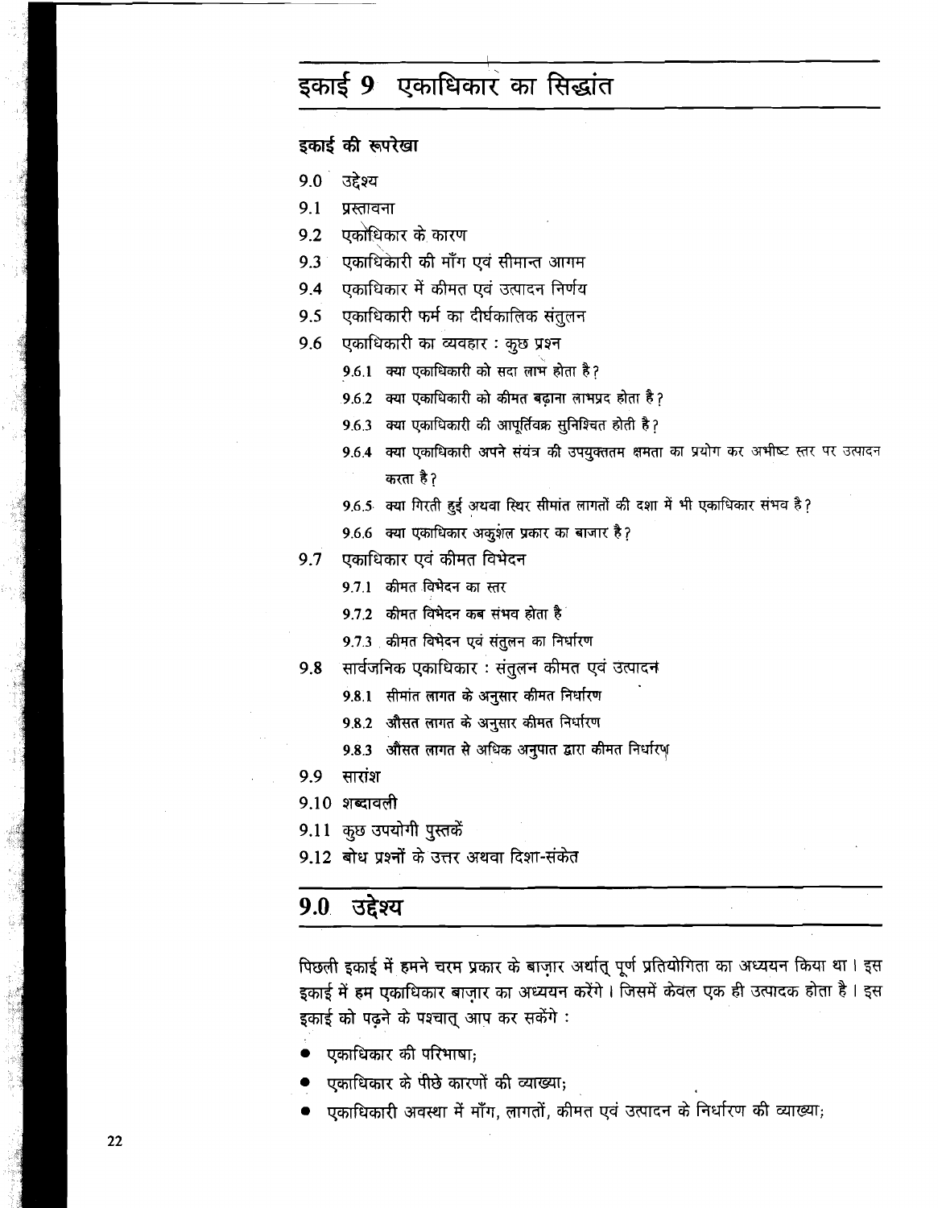# इकाई 9 एकाधिकार का सिद्धांत

**इकाई की रूपरेखा**

9.0 उद्देश्य
9.1 प्रस्तावना
9.2 एकाधिकार के कारण
9.3 एकाधिकारी की माँग एवं सीमान्त आगम
9.4 एकाधिकार में कीमत एवं उत्पादन निर्णय
9.5 एकाधिकारी फर्म का दीर्घकालिक संतुलन
9.6 एकाधिकारी का व्यवहार : कुछ प्रश्न
 9.6.1 क्या एकाधिकारी को सदा लाभ होता है?
 9.6.2 क्या एकाधिकारी को कीमत बढ़ाना लाभप्रद होता है?
 9.6.3 क्या एकाधिकारी की आपूर्तिवक्र सुनिश्चित होती है?
 9.6.4 क्या एकाधिकारी अपने संयंत्र की उपयुक्ततम क्षमता का प्रयोग कर अभीष्ट स्तर पर उत्पादन करता है?
 9.6.5 क्या गिरती हुई अथवा स्थिर सीमांत लागतों की दशा में भी एकाधिकार संभव है?
 9.6.6 क्या एकाधिकार अकुशल प्रकार का बाजार है?
9.7 एकाधिकार एवं कीमत विभेदन
 9.7.1 कीमत विभेदन का स्तर
 9.7.2 कीमत विभेदन कब संभव होता है
 9.7.3 कीमत विभेदन एवं संतुलन का निर्धारण
9.8 सार्वजनिक एकाधिकार : संतुलन कीमत एवं उत्पादन
 9.8.1 सीमांत लागत के अनुसार कीमत निर्धारण
 9.8.2 औसत लागत के अनुसार कीमत निर्धारण
 9.8.3 औसत लागत से अधिक अनुपात द्वारा कीमत निर्धारण
9.9 सारांश
9.10 शब्दावली
9.11 कुछ उपयोगी पुस्तकें
9.12 बोध प्रश्नों के उत्तर अथवा दिशा-संकेत

## 9.0 उद्देश्य

पिछली इकाई में हमने चरम प्रकार के बाज़ार अर्थात् पूर्ण प्रतियोगिता का अध्ययन किया था। इस इकाई में हम एकाधिकार बाज़ार का अध्ययन करेंगे। जिसमें केवल एक ही उत्पादक होता है। इस इकाई को पढ़ने के पश्चात् आप कर सकेंगे :

- एकाधिकार की परिभाषा;
- एकाधिकार के पीछे कारणों की व्याख्या;
- एकाधिकारी अवस्था में माँग, लागतों, कीमत एवं उत्पादन के निर्धारण की व्याख्या;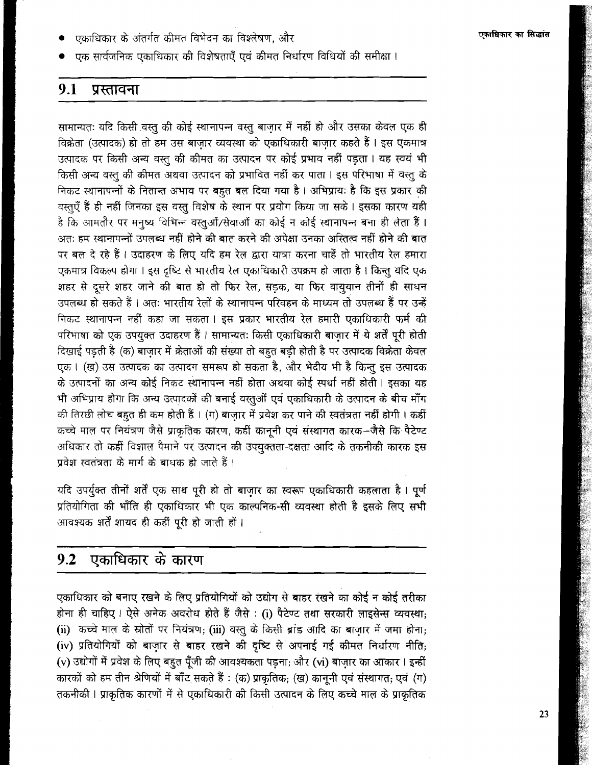- एकाधिकार के अंतर्गत कीमत विभेदन का विश्लेषण, और
- एक सार्वजनिक एकाधिकार की विशेषताएँ एवं कीमत निर्धारण विधियों की समीक्षा।

## 9.1 प्रस्तावना

सामान्यतः यदि किसी वस्तु की कोई स्थानापन्न वस्तु बाज़ार में नहीं हो और उसका केवल एक ही विक्रेता (उत्पादक) हो तो हम उस बाज़ार व्यवस्था को एकाधिकारी बाज़ार कहते हैं। इस एकमात्र उत्पादक पर किसी अन्य वस्तु की कीमत का उत्पादन पर कोई प्रभाव नहीं पड़ता। यह स्वयं भी किसी अन्य वस्तु की कीमत अथवा उत्पादन को प्रभावित नहीं कर पाता। इस परिभाषा में वस्तु के निकट स्थानापन्नों के नितान्त अभाव पर बहुत बल दिया गया है। अभिप्रायः है कि इस प्रकार की वस्तुएँ हैं ही नहीं जिनका इस वस्तु विशेष के स्थान पर प्रयोग किया जा सके। इसका कारण यही है कि आमतौर पर मनुष्य विभिन्न वस्तुओं/सेवाओं का कोई न कोई स्थानापन्न बना ही लेता हैं। अतः हम स्थानापन्नों उपलब्ध नहीं होने की बात करने की अपेक्षा उनका अस्तित्व नहीं होने की बात पर बल दे रहे हैं। उदाहरण के लिए यदि हम रेल द्वारा यात्रा करना चाहें तो भारतीय रेल हमारा एकमात्र विकल्प होगा। इस दृष्टि से भारतीय रेल एकाधिकारी उपक्रम हो जाता है। किन्तु यदि एक शहर से दूसरे शहर जाने की बात हो तो फिर रेल, सड़क, या फिर वायुयान तीनों ही साधन उपलब्ध हो सकते हैं। अतः भारतीय रेलों के स्थानापन्न परिवहन के माध्यम तो उपलब्ध हैं पर उन्हें निकट स्थानापन्न नहीं कहा जा सकता। इस प्रकार भारतीय रेल हमारी एकाधिकारी फर्म की परिभाषा को एक उपयुक्त उदाहरण हैं। सामान्यतः किसी एकाधिकारी बाज़ार में ये शर्तें पूरी होती दिखाई पड़ती है (क) बाज़ार में क्रेताओं की संख्या तो बहुत बड़ी होती है पर उत्पादक विक्रेता केवल एक। (ख) उस उत्पादक का उत्पादम समरूप हो सकता है, और भेदीय भी है किन्तु इस उत्पादक के उत्पादनों का अन्य कोई निकट स्थानापन्न नहीं होता अथवा कोई स्पर्धा नहीं होती। इसका यह भी अभिप्राय होगा कि अन्य उत्पादकों की बनाई वस्तुओं एवं एकाधिकारी के उत्पादन के बीच माँग की तिरछी लोच बहुत ही कम होती हैं। (ग) बाज़ार में प्रवेश कर पाने की स्वतंत्रता नहीं होगी। कहीं कच्चे माल पर नियंत्रण जैसे प्राकृतिक कारण, कहीं कानूनी एवं संस्थागत कारक–जैसे कि पैटेण्ट अधिकार तो कहीं विशाल पैमाने पर उत्पादन की उपयुक्तता-दक्षता आदि के तकनीकी कारक इस प्रवेश स्वतंत्रता के मार्ग के बाधक हो जाते हैं।

यदि उपर्युक्त तीनों शर्तें एक साथ पूरी हो तो बाज़ार का स्वरूप एकाधिकारी कहलाता है। पूर्ण प्रतियोगिता की भाँति ही एकाधिकार भी एक काल्पनिक-सी व्यवस्था होती है इसके लिए सभी आवश्यक शर्तें शायद ही कहीं पूरी हो जाती हों।

## 9.2 एकाधिकार के कारण

एकाधिकार को बनाए रखने के लिए प्रतियोगियों को उद्योग से बाहर रखने का कोई न कोई तरीका होना ही चाहिए। ऐसे अनेक अवरोध होते हैं जैसे : (i) पैटेण्ट तथा सरकारी लाइसेन्स व्यवस्था; (ii) कच्चे माल के स्रोतों पर नियंत्रण; (iii) वस्तु के किसी ब्रांड आदि का बाज़ार में जमा होना; (iv) प्रतियोगियों को बाज़ार से बाहर रखने की दृष्टि से अपनाई गई कीमत निर्धारण नीति; (v) उद्योगों में प्रवेश के लिए बहुत पूँजी की आवश्यकता पड़ना; और (vi) बाज़ार का आकार। इन्हीं कारकों को हम तीन श्रेणियों में बाँट सकते हैं : (क) प्राकृतिक; (ख) कानूनी एवं संस्थागत; एवं (ग) तकनीकी। प्राकृतिक कारणों में से एकाधिकारी की किसी उत्पादन के लिए कच्चे माल के प्राकृतिक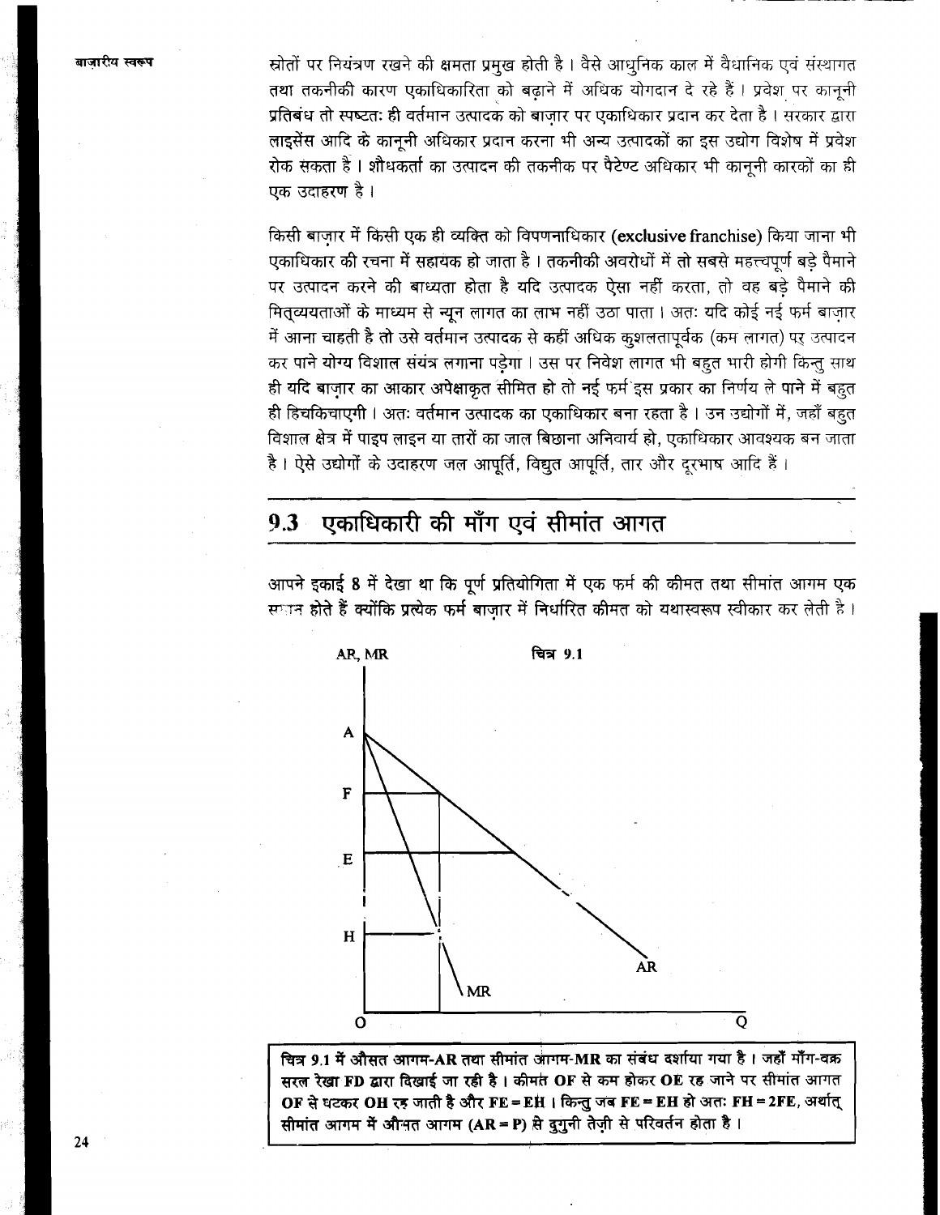स्रोतों पर नियंत्रण रखने की क्षमता प्रमुख होती है। वैसे आधुनिक काल में वैधानिक एवं संस्थागत तथा तकनीकी कारण एकाधिकारिता को बढ़ाने में अधिक योगदान दे रहे हैं। प्रवेश पर कानूनी प्रतिबंध तो स्पष्टतः ही वर्तमान उत्पादक को बाज़ार पर एकाधिकार प्रदान कर देता है। सरकार द्वारा लाइसेंस आदि के कानूनी अधिकार प्रदान करना भी अन्य उत्पादकों का इस उद्योग विशेष में प्रवेश रोक सकता है। शौधकर्ता का उत्पादन की तकनीक पर पैटेण्ट अधिकार भी कानूनी कारकों का ही एक उदाहरण है।

किसी बाज़ार में किसी एक ही व्यक्ति को विपणनाधिकार (**exclusive franchise**) किया जाना भी एकाधिकार की रचना में सहायक हो जाता है। तकनीकी अवरोधों में तो सबसे महत्त्वपूर्ण बड़े पैमाने पर उत्पादन करने की बाध्यता होता है यदि उत्पादक ऐसा नहीं करता, तो वह बड़े पैमाने की मितव्ययताओं के माध्यम से न्यून लागत का लाभ नहीं उठा पाता। अतः यदि कोई नई फर्म बाज़ार में आना चाहती है तो उसे वर्तमान उत्पादक से कहीं अधिक कुशलतापूर्वक (कम लागत) पर उत्पादन कर पाने योग्य विशाल संयंत्र लगाना पड़ेगा। उस पर निवेश लागत भी बहुत भारी होगी किन्तु साथ ही यदि बाज़ार का आकार अपेक्षाकृत सीमित हो तो नई फर्म इस प्रकार का निर्णय ले पाने में बहुत ही हिचकिचाएगी। अतः वर्तमान उत्पादक का एकाधिकार बना रहता है। उन उद्योगों में, जहाँ बहुत विशाल क्षेत्र में पाइप लाइन या तारों का जाल बिछाना अनिवार्य हो, एकाधिकार आवश्यक बन जाता है। ऐसे उद्योगों के उदाहरण जल आपूर्ति, विद्युत आपूर्ति, तार और दूरभाष आदि हैं।

## 9.3 एकाधिकारी की माँग एवं सीमांत आगत

आपने इकाई 8 में देखा था कि पूर्ण प्रतियोगिता में एक फर्म की कीमत तथा सीमांत आगम एक समान होते हैं क्योंकि प्रत्येक फर्म बाज़ार में निर्धारित कीमत को यथास्वरूप स्वीकार कर लेती है।

चित्र 9.1

**चित्र 9.1 में औसत आगम-AR तथा सीमांत आगम-MR का संबंध दर्शाया गया है। जहाँ माँग-वक्र सरल रेखा FD द्वारा दिखाई जा रही है। कीमत OF से कम होकर OE रह जाने पर सीमांत आगत OF से घटकर OH रह जाती है और FE = EH। किन्तु जब FE = EH हो अतः FH = 2FE, अर्थात् सीमांत आगम में औसत आगम (AR = P) से दुगुनी तेज़ी से परिवर्तन होता है।**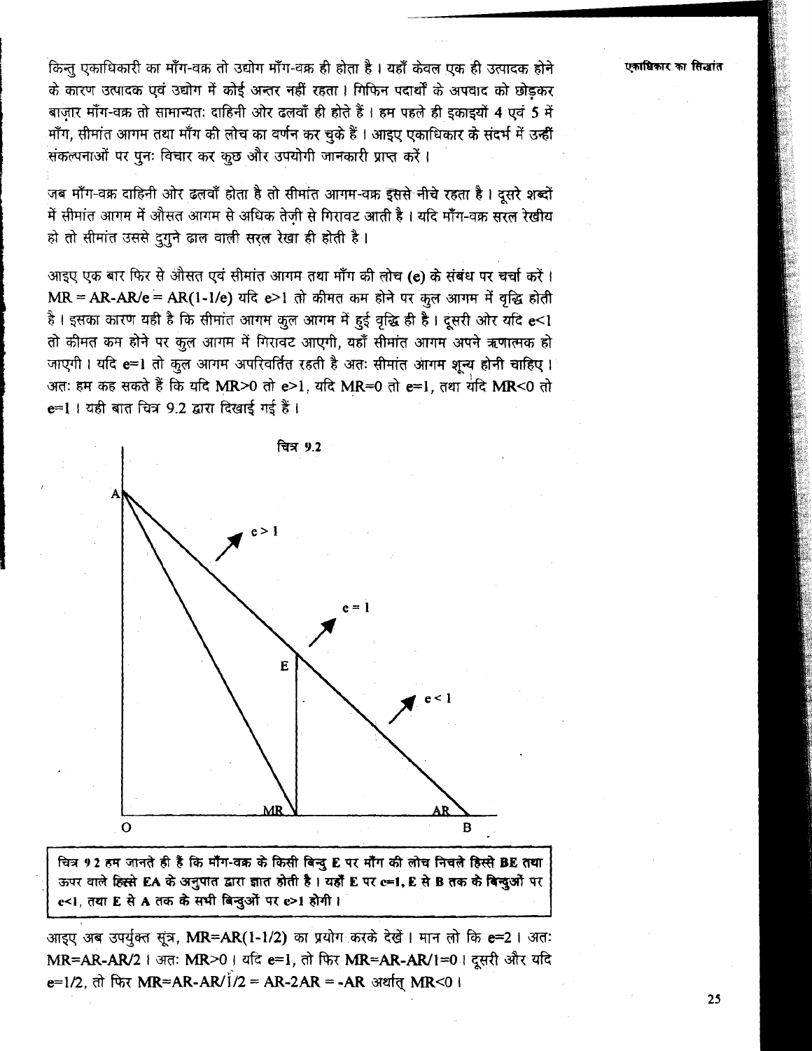किन्तु एकाधिकारी का माँग-वक्र तो उद्योग माँग-वक्र ही होता है। यहाँ केवल एक ही उत्पादक होने के कारण उत्पादक एवं उद्योग में कोई अन्तर नहीं रहता। गिफिन पदार्थों के अपवाद को छोड़कर बाज़ार माँग-वक्र तो सामान्यतः दाहिनी ओर ढलवाँ ही होते हैं। हम पहले ही इकाइयों 4 एवं 5 में माँग, सीमांत आगम तथा माँग की लोच का वर्णन कर चुके हैं। आइए एकाधिकार के संदर्भ में उन्हीं संकल्पनाओं पर पुनः विचार कर कुछ और उपयोगी जानकारी प्राप्त करें।

जब माँग-वक्र दाहिनी ओर ढलवाँ होता है तो सीमांत आगम-वक्र इससे नीचे रहता है। दूसरे शब्दों में सीमांत आगम में औसत आगम से अधिक तेज़ी से गिरावट आती है। यदि माँग-वक्र सरल रेखीय हो तो सीमांत उससे दुगुने ढाल वाली सरल रेखा ही होती है।

आइए एक बार फिर से औसत एवं सीमांत आगम तथा माँग की लोच (e) के संबंध पर चर्चा करें। $MR = AR - AR/e = AR(1-1/e)$ यदि $e>1$ तो कीमत कम होने पर कुल आगम में वृद्धि होती है। इसका कारण यही है कि सीमांत आगम कुल आगम में हुई वृद्धि ही है। दूसरी ओर यदि $e<1$ तो कीमत कम होने पर कुल आगम में गिरावट आएगी, यहाँ सीमांत आगम अपने ऋणात्मक हो जाएगी। यदि $e=1$ तो कुल आगम अपरिवर्तित रहती है अतः सीमांत आगम शून्य होनी चाहिए। अतः हम कह सकते हैं कि यदि $MR>0$ तो $e>1$, यदि $MR=0$ तो $e=1$, तथा यदि $MR<0$ तो $e=1$। यही बात चित्र 9.2 द्वारा दिखाई गई हैं।

चित्र 9.2

चित्र 9.2 हम जानते ही हैं कि माँग-वक्र के किसी बिन्दु E पर माँग की लोच निचले हिस्से BE तथा ऊपर वाले हिस्से EA के अनुपात द्वारा ज्ञात होती है। यहाँ E पर $e=1$, E से B तक के बिन्दुओं पर $e<1$, तथा E से A तक के सभी बिन्दुओं पर $e>1$ होगी।

आइए अब उपर्युक्त सूत्र, $MR=AR(1-1/2)$ का प्रयोग करके देखें। मान लो कि $e=2$। अतः $MR=AR-AR/2$। अतः $MR>0$। यदि $e=1$, तो फिर $MR=AR-AR/1=0$। दूसरी और यदि $e=1/2$, तो फिर $MR=AR-AR/1/2 = AR-2AR = -AR$ अर्थात् $MR<0$।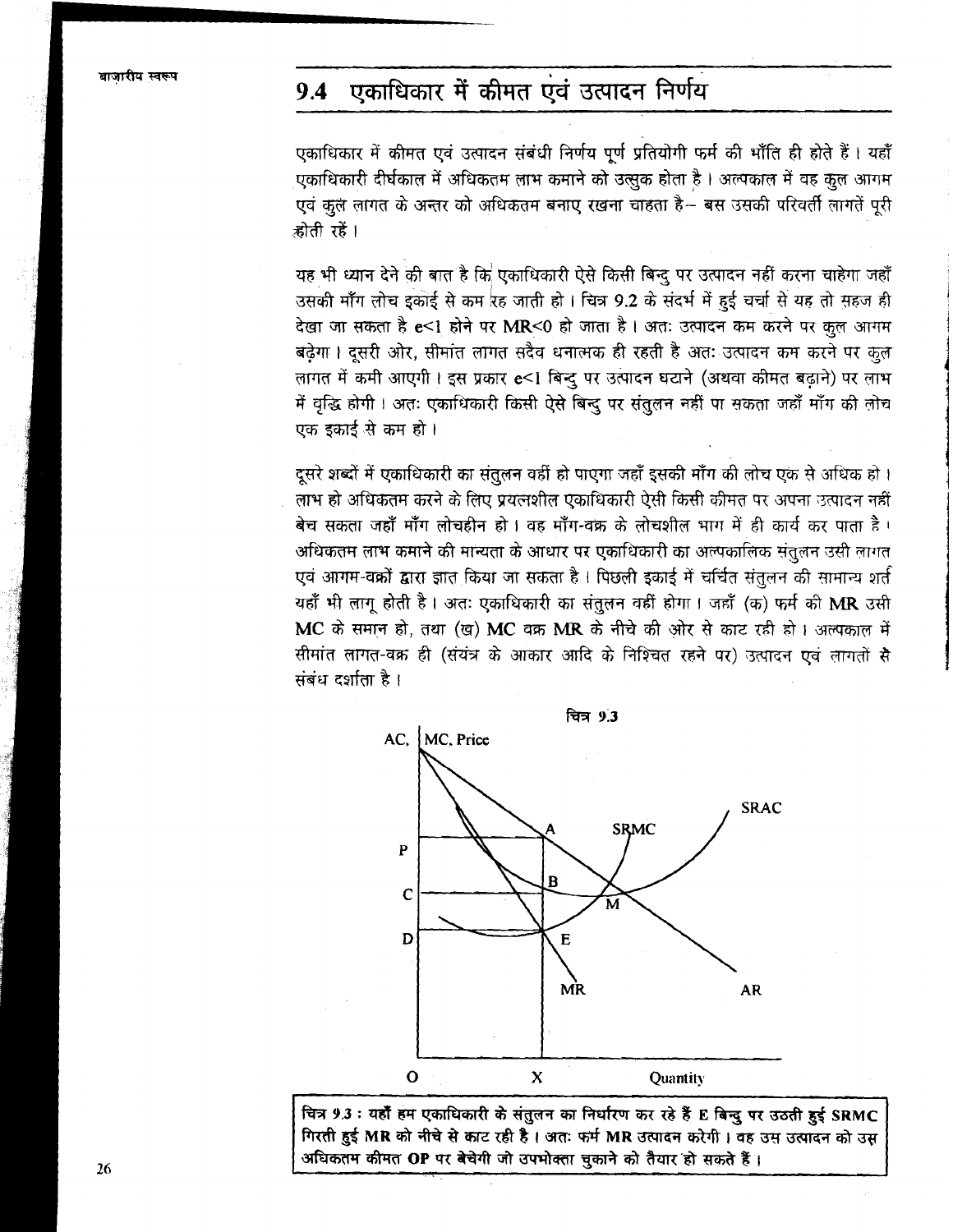## 9.4 एकाधिकार में कीमत एवं उत्पादन निर्णय

एकाधिकार में कीमत एवं उत्पादन संबंधी निर्णय पूर्ण प्रतियोगी फर्म की भाँति ही होते हैं। यहाँ एकाधिकारी दीर्घकाल में अधिकतम लाभ कमाने को उत्सुक होता है। अल्पकाल में वह कुल आगम एवं कुल लागत के अन्तर को अधिकतम बनाए रखना चाहता है– बस उसकी परिवर्ती लागतें पूरी होती रहें।

यह भी ध्यान देने की बात है कि एकाधिकारी ऐसे किसी बिन्दु पर उत्पादन नहीं करना चाहेगा जहाँ उसकी माँग लोच इकाई से कम रह जाती हो। चित्र 9.2 के संदर्भ में हुई चर्चा से यह तो सहज ही देखा जा सकता है $e<1$ होने पर $MR<0$ हो जाता है। अतः उत्पादन कम करने पर कुल आगम बढ़ेगा। दूसरी ओर, सीमांत लागत सदैव धनात्मक ही रहती है अतः उत्पादन कम करने पर कुल लागत में कमी आएगी। इस प्रकार $e<1$ बिन्दु पर उत्पादन घटाने (अथवा कीमत बढ़ाने) पर लाभ में वृद्धि होगी। अतः एकाधिकारी किसी ऐसे बिन्दु पर संतुलन नहीं पा सकता जहाँ माँग की लोच एक इकाई से कम हो।

दूसरे शब्दों में एकाधिकारी का संतुलन वहीं हो पाएगा जहाँ इसकी माँग की लोच एक से अधिक हो। लाभ हो अधिकतम करने के लिए प्रयत्नशील एकाधिकारी ऐसी किसी कीमत पर अपना उत्पादन नहीं बेच सकता जहाँ माँग लोचहीन हो। वह माँग-वक्र के लोचशील भाग में ही कार्य कर पाता है। अधिकतम लाभ कमाने की मान्यता के आधार पर एकाधिकारी का अल्पकालिक संतुलन उसी लागत एवं आगम-वक्रों द्वारा ज्ञात किया जा सकता है। पिछली इकाई में चर्चित संतुलन की सामान्य शर्त यहाँ भी लागू होती है। अतः एकाधिकारी का संतुलन वहीं होगा। जहाँ (क) फर्म की MR उसी MC के समान हो, तथा (ख) MC वक्र MR के नीचे की ओर से काट रही हो। अल्पकाल में सीमांत लागत-वक्र ही (संयंत्र के आकार आदि के निश्चित रहने पर) उत्पादन एवं लागतों से संबंध दर्शाता है।

चित्र 9.3

**चित्र 9.3 : यहाँ हम एकाधिकारी के संतुलन का निर्धारण कर रहे हैं E बिन्दु पर उठती हुई SRMC गिरती हुई MR को नीचे से काट रही है। अतः फर्म MR उत्पादन करेगी। वह उस उत्पादन को उस अधिकतम कीमत OP पर बेचेगी जो उपभोक्ता चुकाने को तैयार हो सकते हैं।**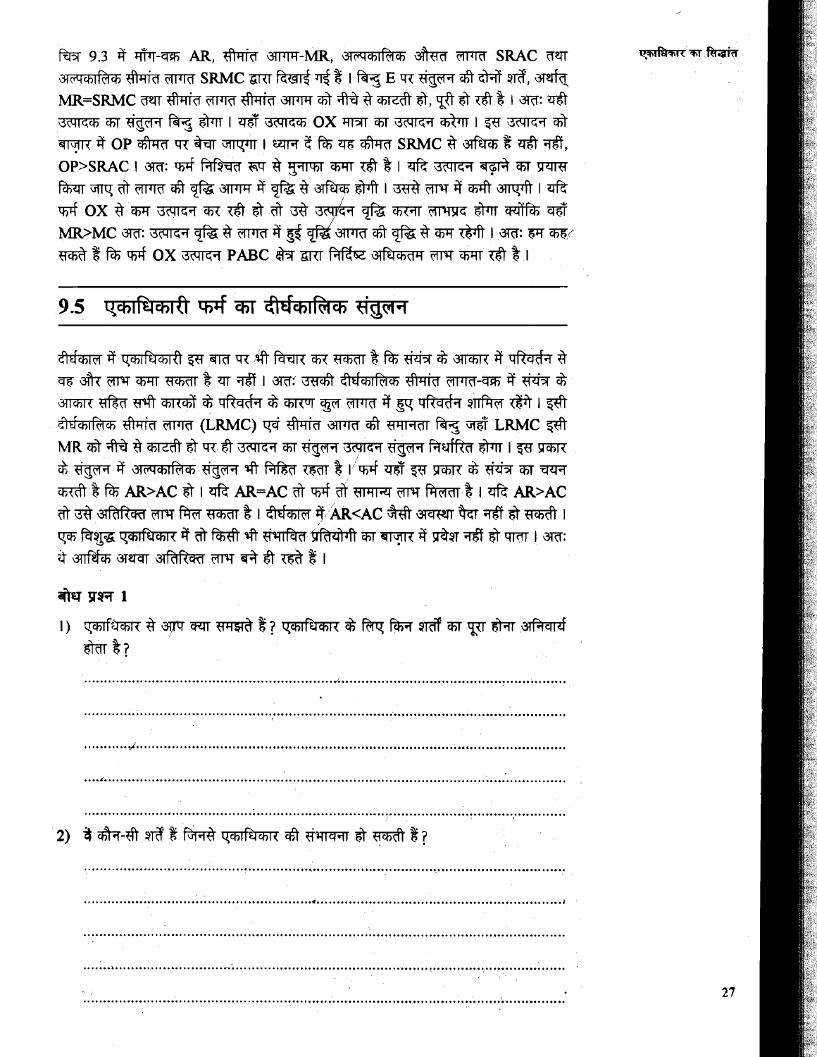चित्र 9.3 में माँग-वक्र AR, सीमांत आगम-MR, अल्पकालिक औसत लागत SRAC तथा अल्पकालिक सीमांत लागत SRMC द्वारा दिखाई गई हैं। बिन्दु E पर संतुलन की दोनों शर्तें, अर्थात् MR=SRMC तथा सीमांत लागत सीमांत आगम को नीचे से काटती हो, पूरी हो रही है। अतः यही उत्पादक का संतुलन बिन्दु होगा। यहाँ उत्पादक OX मात्रा का उत्पादन करेगा। इस उत्पादन को बाज़ार में OP कीमत पर बेचा जाएगा। ध्यान दें कि यह कीमत SRMC से अधिक हैं यही नहीं, OP>SRAC। अतः फर्म निश्चित रूप से मुनाफा कमा रही है। यदि उत्पादन बढ़ाने का प्रयास किया जाए तो लागत की वृद्धि आगम में वृद्धि से अधिक होगी। उससे लाभ में कमी आएगी। यदि फर्म OX से कम उत्पादन कर रही हो तो उसे उत्पादन वृद्धि करना लाभप्रद होगा क्योंकि वहाँ MR>MC अतः उत्पादन वृद्धि से लागत में हुई वृद्धि आगत की वृद्धि से कम रहेगी। अतः हम कह सकते हैं कि फर्म OX उत्पादन PABC क्षेत्र द्वारा निर्दिष्ट अधिकतम लाभ कमा रही है।

## 9.5 एकाधिकारी फर्म का दीर्घकालिक संतुलन

दीर्घकाल में एकाधिकारी इस बात पर भी विचार कर सकता है कि संयंत्र के आकार में परिवर्तन से वह और लाभ कमा सकता है या नहीं। अतः उसकी दीर्घकालिक सीमांत लागत-वक्र में संयंत्र के आकार सहित सभी कारकों के परिवर्तन के कारण कुल लागत में हुए परिवर्तन शामिल रहेंगे। इसी दीर्घकालिक सीमांत लागत (LRMC) एवं सीमांत आगत की समानता बिन्दु जहाँ LRMC इसी MR को नीचे से काटती हो पर ही उत्पादन का संतुलन उत्पादन संतुलन निर्धारित होगा। इस प्रकार के संतुलन में अल्पकालिक संतुलन भी निहित रहता है। फर्म यहाँ इस प्रकार के संयंत्र का चयन करती है कि AR>AC हो। यदि AR=AC तो फर्म तो सामान्य लाभ मिलता है। यदि AR>AC तो उसे अतिरिक्त लाभ मिल सकता है। दीर्घकाल में AR<AC जैसी अवस्था पैदा नहीं हो सकती। एक विशुद्ध एकाधिकार में तो किसी भी संभावित प्रतियोगी का बाज़ार में प्रवेश नहीं हो पाता। अतः ये आर्थिक अथवा अतिरिक्त लाभ बने ही रहते हैं।

**बोध प्रश्न 1**

1) एकाधिकार से आप क्या समझते हैं? एकाधिकार के लिए किन शर्तों का पूरा होना अनिवार्य होता है?

..............................................................................................................

..............................................................................................................

..............................................................................................................

..............................................................................................................

..............................................................................................................

2) वे कौन-सी शर्तें हैं जिनसे एकाधिकार की संभावना हो सकती हैं?

..............................................................................................................

..............................................................................................................

..............................................................................................................

..............................................................................................................

..............................................................................................................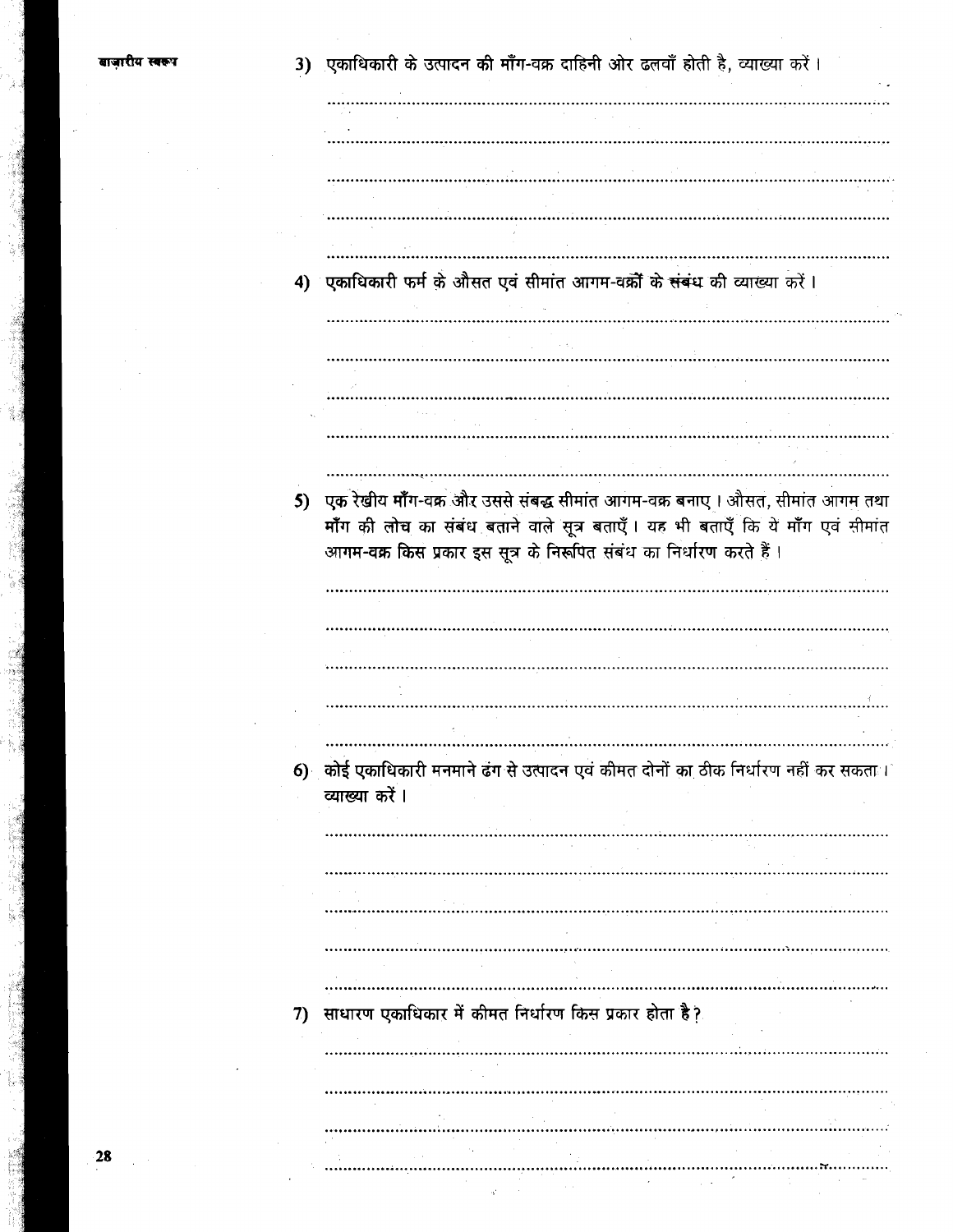3) एकाधिकारी के उत्पादन की माँग-वक्र दाहिनी ओर ढलवाँ होती है, व्याख्या करें।

..............................................................................................................

..............................................................................................................

..............................................................................................................

..............................................................................................................

..............................................................................................................

4) एकाधिकारी फर्म के औसत एवं सीमांत आगम-वक्रों के संबंध की व्याख्या करें।

..............................................................................................................

..............................................................................................................

..............................................................................................................

..............................................................................................................

..............................................................................................................

5) एक रेखीय माँग-वक्र और उससे संबद्ध सीमांत आगम-वक्र बनाए। औसत, सीमांत आगम तथा माँग की लोच का संबंध बताने वाले सूत्र बताएँ। यह भी बताएँ कि ये माँग एवं सीमांत आगम-वक्र किस प्रकार इस सूत्र के निरूपित संबंध का निर्धारण करते हैं।

..............................................................................................................

..............................................................................................................

..............................................................................................................

..............................................................................................................

..............................................................................................................

6) कोई एकाधिकारी मनमाने ढंग से उत्पादन एवं कीमत दोनों का ठीक निर्धारण नहीं कर सकता। व्याख्या करें।

..............................................................................................................

..............................................................................................................

..............................................................................................................

..............................................................................................................

..............................................................................................................

7) साधारण एकाधिकार में कीमत निर्धारण किस प्रकार होता है?

..............................................................................................................

..............................................................................................................

..............................................................................................................

..............................................................................................................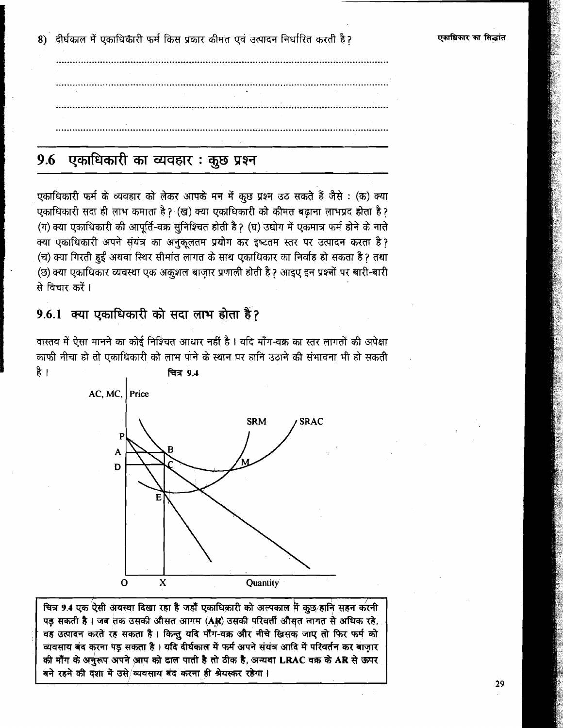8) दीर्घकाल में एकाधिकारी फर्म किस प्रकार कीमत एवं उत्पादन निर्धारित करती है?

.......................................................................................................

.......................................................................................................

.......................................................................................................

.......................................................................................................

## 9.6 एकाधिकारी का व्यवहार : कुछ प्रश्न

एकाधिकारी फर्म के व्यवहार को लेकर आपके मन में कुछ प्रश्न उठ सकते हैं जैसे : (क) क्या एकाधिकारी सदा ही लाभ कमाता है? (ख) क्या एकाधिकारी को कीमत बढ़ाना लाभप्रद होता है? (ग) क्या एकाधिकारी की आपूर्ति-वक्र सुनिश्चित होती है? (घ) उद्योग में एकमात्र फर्म होने के नाते क्या एकाधिकारी अपने संयंत्र का अनुकूलतम प्रयोग कर इष्टतम स्तर पर उत्पादन करता है? (च) क्या गिरती हुईं अथवा स्थिर सीमांत लागत के साथ एकाधिकार का निर्वाह हो सकता है? तथा (छ) क्या एकाधिकार व्यवस्था एक अकुशल बाज़ार प्रणाली होती है? आइए इन प्रश्नों पर बारी-बारी से विचार करें।

### 9.6.1 क्या एकाधिकारी को सदा लाभ होता है?

वास्तव में ऐसा मानने का कोई निश्चित आधार नहीं है। यदि माँग-वक्र का स्तर लागतों की अपेक्षा काफी नीचा हो तो एकाधिकारी को लाभ पाने के स्थान पर हानि उठाने की संभावना भी हो सकती है।

चित्र 9.4

चित्र 9.4 एक ऐसी अवस्था दिखा रहा है जहाँ एकाधिकारी को अल्पकाल में कुछ हानि सहन करनी पड़ सकती है। जब तक उसकी औसत आगम (AR) उसकी परिवर्ती औसत लागत से अधिक रहे, वह उत्पादन करते रह सकता है। किन्तु यदि माँग-वक्र और नीचे खिसक जाए तो फिर फर्म को व्यवसाय बंद करना पड़ सकता है। यदि दीर्घकाल में फर्म अपने संयंत्र आदि में परिवर्तन कर बाज़ार की माँग के अनुरूप अपने आप को ढाल पाती है तो ठीक है, अन्यथा LRAC वक्र के AR से ऊपर बने रहने की दशा में उसे व्यवसाय बंद करना ही श्रेयस्कर रहेगा।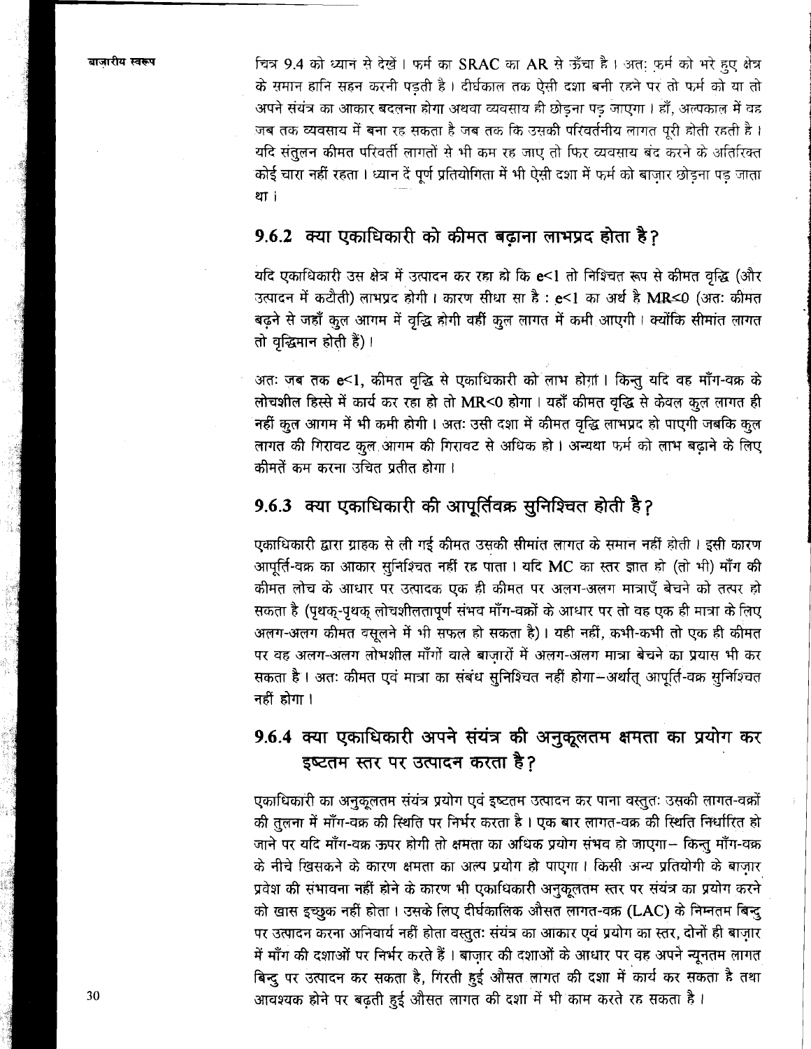चित्र 9.4 को ध्यान से देखें। फर्म का SRAC का AR से ऊँचा है। अतः फ़र्म को भरे हुए क्षेत्र के समान हानि सहन करनी पड़ती है। दीर्घकाल तक ऐसी दशा बनी रहने पर तो फर्म को या तो अपने संयंत्र का आकार बदलना होगा अथवा व्यवसाय ही छोड़ना पड़ जाएगा। हाँ, अल्पकाल में वह जब तक व्यवसाय में बना रह सकता है जब तक कि उसकी परिवर्तनीय लागत पूरी होती रहती है। यदि संतुलन कीमत परिवर्ती लागतों से भी कम रह जाए तो फिर व्यवसाय बंद करने के अतिरिक्त कोई चारा नहीं रहता। ध्यान दें पूर्ण प्रतियोगिता में भी ऐसी दशा में फर्म को बाज़ार छोड़ना पड़ जाता था।

## 9.6.2 क्या एकाधिकारी को कीमत बढ़ाना लाभप्रद होता है?

यदि एकाधिकारी उस क्षेत्र में उत्पादन कर रहा हो कि $e<1$ तो निश्चित रूप से कीमत वृद्धि (और उत्पादन में कटौती) लाभप्रद होगी। कारण सीधा सा है : $e<1$ का अर्थ है $MR<0$ (अतः कीमत बढ़ने से जहाँ कुल आगम में वृद्धि होगी वहीं कुल लागत में कमी आएगी। क्योंकि सीमांत लागत तो वृद्धिमान होती हैं)।

अतः जब तक $e<1$, कीमत वृद्धि से एकाधिकारी को लाभ होगा। किन्तु यदि वह माँग-वक्र के लोचशील हिस्से में कार्य कर रहा हो तो $MR<0$ होगा। यहाँ कीमत वृद्धि से केवल कुल लागत ही नहीं कुल आगम में भी कमी होगी। अतः उसी दशा में कीमत वृद्धि लाभप्रद हो पाएगी जबकि कुल लागत की गिरावट कुल आगम की गिरावट से अधिक हो। अन्यथा फर्म को लाभ बढ़ाने के लिए कीमतें कम करना उचित प्रतीत होगा।

## 9.6.3 क्या एकाधिकारी की आपूर्तिवक्र सुनिश्चित होती है?

एकाधिकारी द्वारा ग्राहक से ली गई कीमत उसकी सीमांत लागत के समान नहीं होती। इसी कारण आपूर्ति-वक्र का आकार सुनिश्चित नहीं रह पाता। यदि MC का स्तर ज्ञात हो (तो भी) माँग की कीमत लोच के आधार पर उत्पादक एक ही कीमत पर अलग-अलग मात्राएँ बेचने को तत्पर हो सकता है (पृथक्-पृथक् लोचशीलतापूर्ण संभव माँग-वक्रों के आधार पर तो वह एक ही मात्रा के लिए अलग-अलग कीमत वसूलने में भी सफल हो सकता है)। यही नहीं, कभी-कभी तो एक ही कीमत पर वह अलग-अलग लोभशील माँगों वाले बाज़ारों में अलग-अलग मात्रा बेचने का प्रयास भी कर सकता है। अतः कीमत एवं मात्रा का संबंध सुनिश्चित नहीं होगा—अर्थात् आपूर्ति-वक्र सुनिश्चित नहीं होगा।

## 9.6.4 क्या एकाधिकारी अपने संयंत्र की अनुकूलतम क्षमता का प्रयोग कर इष्टतम स्तर पर उत्पादन करता है?

एकाधिकारी का अनुकूलतम संयंत्र प्रयोग एवं इष्टतम उत्पादन कर पाना वस्तुतः उसकी लागत-वक्रों की तुलना में माँग-वक्र की स्थिति पर निर्भर करता है। एक बार लागत-वक्र की स्थिति निर्धारित हो जाने पर यदि माँग-वक्र ऊपर होगी तो क्षमता का अधिक प्रयोग संभव हो जाएगा– किन्तु माँग-वक्र के नीचे खिसकने के कारण क्षमता का अल्प प्रयोग हो पाएगा। किसी अन्य प्रतियोगी के बाज़ार प्रवेश की संभावना नहीं होने के कारण भी एकाधिकारी अनुकूलतम स्तर पर संयंत्र का प्रयोग करने को खास इच्छुक नहीं होता। उसके लिए दीर्घकालिक औसत लागत-वक्र (LAC) के निम्नतम बिन्दु पर उत्पादन करना अनिवार्य नहीं होता वस्तुतः संयंत्र का आकार एवं प्रयोग का स्तर, दोनों ही बाज़ार में माँग की दशाओं पर निर्भर करते हैं। बाज़ार की दशाओं के आधार पर वह अपने न्यूनतम लागत बिन्दु पर उत्पादन कर सकता है, गिरती हुई औसत लागत की दशा में कार्य कर सकता है तथा आवश्यक होने पर बढ़ती हुई औसत लागत की दशा में भी काम करते रह सकता है।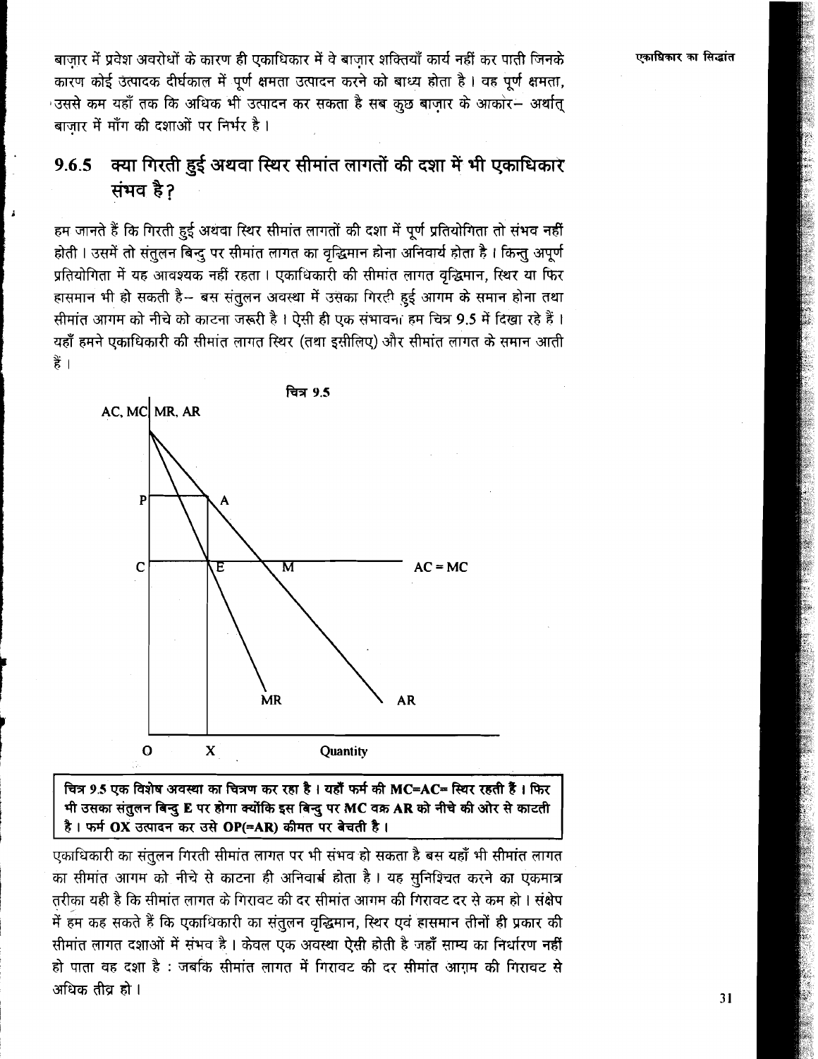बाज़ार में प्रवेश अवरोधों के कारण ही एकाधिकार में वे बाज़ार शक्तियाँ कार्य नहीं कर पाती जिनके कारण कोई उत्पादक दीर्घकाल में पूर्ण क्षमता उत्पादन करने को बाध्य होता है। वह पूर्ण क्षमता, उससे कम यहाँ तक कि अधिक भी उत्पादन कर सकता है सब कुछ बाज़ार के आकार– अर्थात् बाज़ार में माँग की दशाओं पर निर्भर है।

## 9.6.5 क्या गिरती हुई अथवा स्थिर सीमांत लागतों की दशा में भी एकाधिकार संभव है?

हम जानते हैं कि गिरती हुई अथवा स्थिर सीमांत लागतों की दशा में पूर्ण प्रतियोगिता तो संभव नहीं होती। उसमें तो संतुलन बिन्दु पर सीमांत लागत का वृद्धिमान होना अनिवार्य होता है। किन्तु अपूर्ण प्रतियोगिता में यह आवश्यक नहीं रहता। एकाधिकारी की सीमांत लागत वृद्धिमान, स्थिर या फिर ह्रासमान भी हो सकती है– बस संतुलन अवस्था में उसका गिरती हुई आगम के समान होना तथा सीमांत आगम को नीचे को काटना जरूरी है। ऐसी ही एक संभावना हम चित्र 9.5 में दिखा रहे हैं। यहाँ हमने एकाधिकारी की सीमांत लागत स्थिर (तथा इसीलिए) और सीमांत लागत के समान आती हैं।

चित्र 9.5

**चित्र 9.5 एक विशेष अवस्था का चित्रण कर रहा है। यहाँ फर्म की MC=AC= स्थिर रहती हैं। फिर भी उसका संतुलन बिन्दु E पर होगा क्योंकि इस बिन्दु पर MC वक्र AR को नीचे की ओर से काटती है। फर्म OX उत्पादन कर उसे OP(=AR) कीमत पर बेचती है।**

एकाधिकारी का संतुलन गिरती सीमांत लागत पर भी संभव हो सकता है बस यहाँ भी सीमांत लागत का सीमांत आगम को नीचे से काटना ही अनिवार्य होता है। यह सुनिश्चित करने का एकमात्र तरीका यही है कि सीमांत लागत के गिरावट की दर सीमांत आगम की गिरावट दर से कम हो। संक्षेप में हम कह सकते हैं कि एकाधिकारी का संतुलन वृद्धिमान, स्थिर एवं ह्रासमान तीनों ही प्रकार की सीमांत लागत दशाओं में संभव है। केवल एक अवस्था ऐसी होती है जहाँ साम्य का निर्धारण नहीं हो पाता वह दशा है : जबकि सीमांत लागत में गिरावट की दर सीमांत आगम की गिरावट से अधिक तीव्र हो।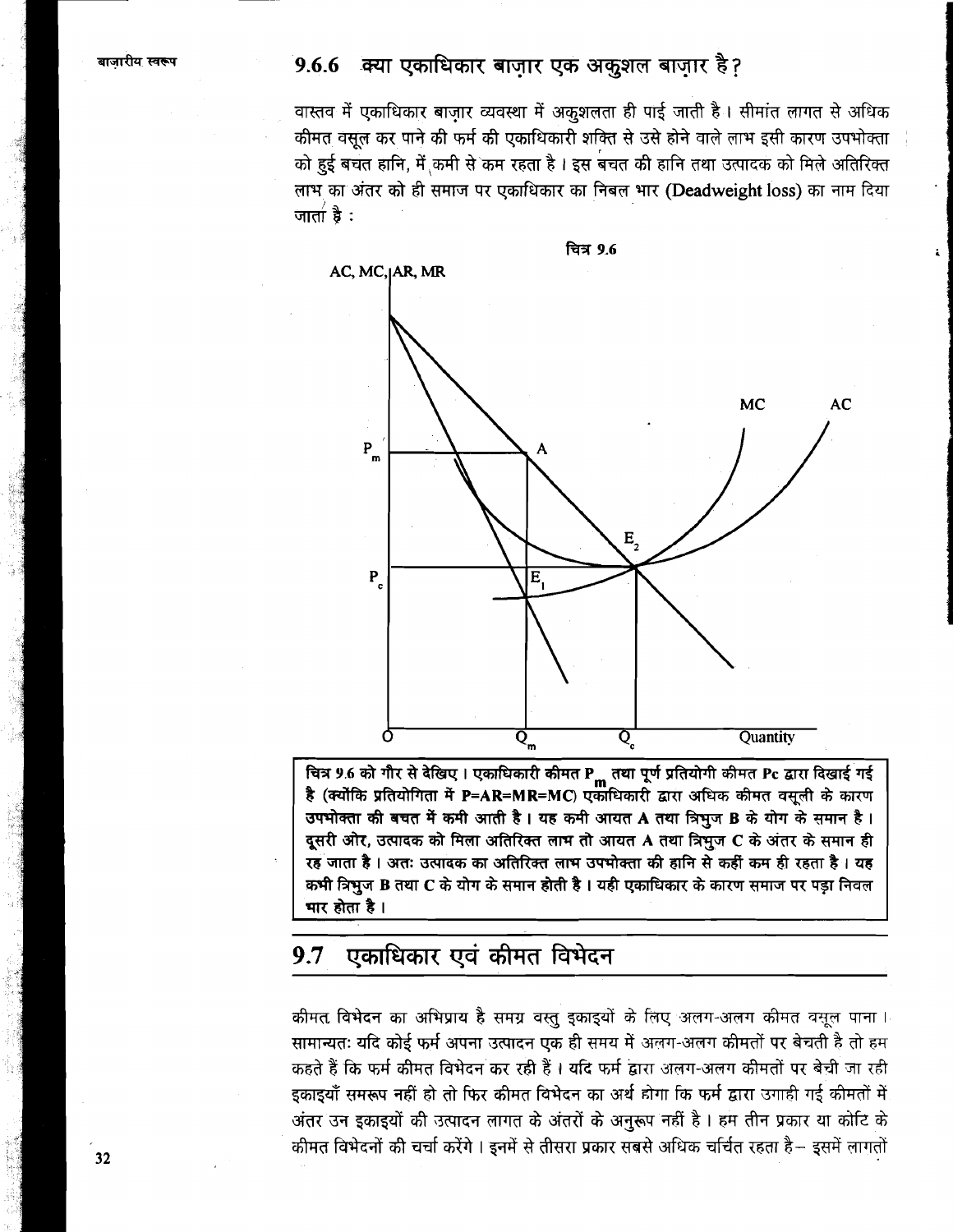### 9.6.6 क्या एकाधिकार बाज़ार एक अकुशल बाज़ार है?

वास्तव में एकाधिकार बाज़ार व्यवस्था में अकुशलता ही पाई जाती है। सीमांत लागत से अधिक कीमत वसूल कर पाने की फर्म की एकाधिकारी शक्ति से उसे होने वाले लाभ इसी कारण उपभोक्ता को हुई बचत हानि, में कमी से कम रहता है। इस बचत की हानि तथा उत्पादक को मिले अतिरिक्त लाभ का अंतर को ही समाज पर एकाधिकार का निबल भार (**Deadweight loss**) का नाम दिया जाता है :

चित्र 9.6

**चित्र 9.6 को गौर से देखिए। एकाधिकारी कीमत $P_m$ तथा पूर्ण प्रतियोगी कीमत Pc द्वारा दिखाई गई है (क्योंकि प्रतियोगिता में P=AR=MR=MC) एकाधिकारी द्वारा अधिक कीमत वसूली के कारण उपभोक्ता की बचत में कमी आती है। यह कमी आयत A तथा त्रिभुज B के योग के समान है। दूसरी ओर, उत्पादक को मिला अतिरिक्त लाभ तो आयत A तथा त्रिभुज C के अंतर के समान ही रह जाता है। अतः उत्पादक का अतिरिक्त लाभ उपभोक्ता की हानि से कहीं कम ही रहता है। यह कमी त्रिभुज B तथा C के योग के समान होती है। यही एकाधिकार के कारण समाज पर पड़ा निवल भार होता है।**

## 9.7 एकाधिकार एवं कीमत विभेदन

कीमत विभेदन का अभिप्राय है समग्र वस्तु इकाइयों के लिए अलग-अलग कीमत वसूल पाना। सामान्यतः यदि कोई फर्म अपना उत्पादन एक ही समय में अलग-अलग कीमतों पर बेचती है तो हम कहते हैं कि फर्म कीमत विभेदन कर रही हैं। यदि फर्म द्वारा अलग-अलग कीमतों पर बेची जा रही इकाइयाँ समरूप नहीं हो तो फिर कीमत विभेदन का अर्थ होगा कि फर्म द्वारा उगाही गई कीमतों में अंतर उन इकाइयों की उत्पादन लागत के अंतरों के अनुरूप नहीं है। हम तीन प्रकार या कोटि के कीमत विभेदनों की चर्चा करेंगे। इनमें से तीसरा प्रकार सबसे अधिक चर्चित रहता है– इसमें लागतों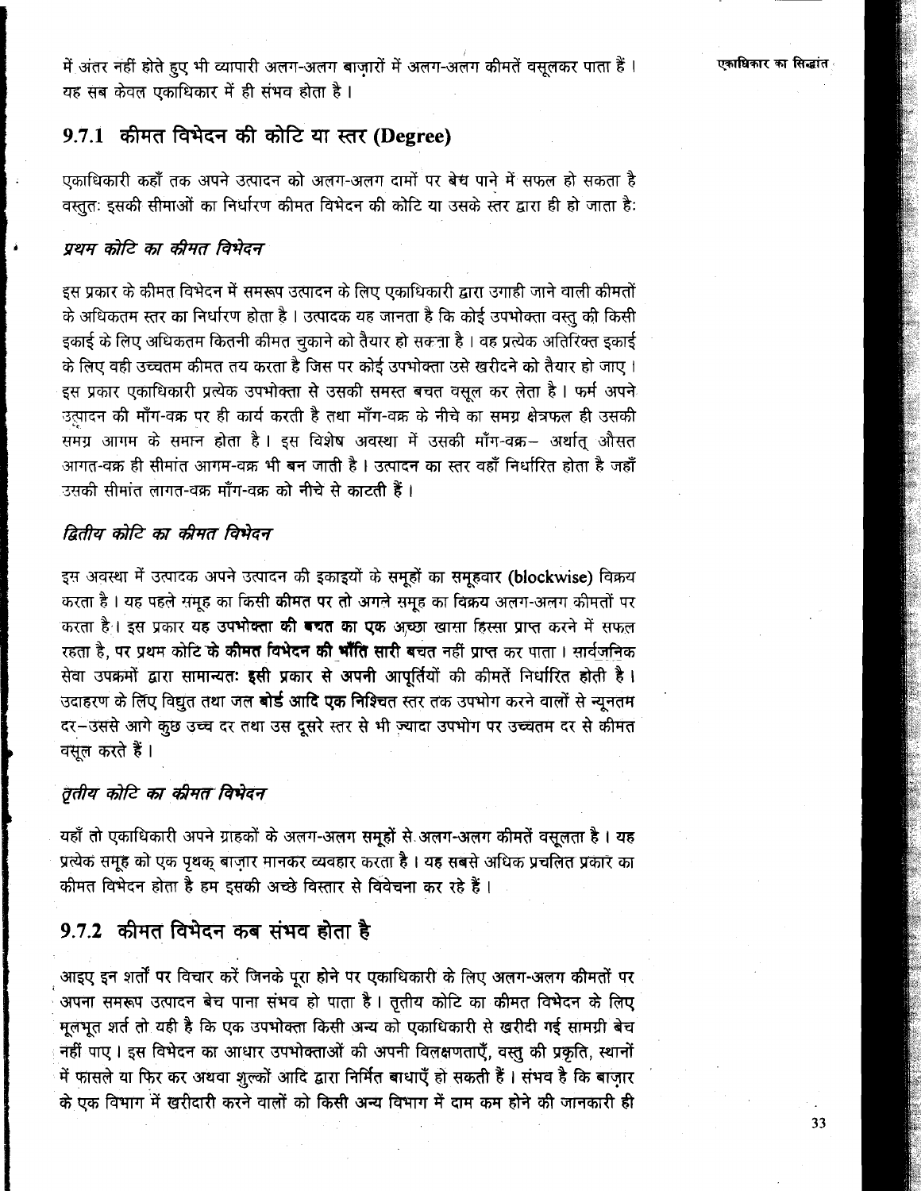में अंतर नहीं होते हुए भी व्यापारी अलग-अलग बाज़ारों में अलग-अलग कीमतें वसूलकर पाता हैं। यह सब केवल एकाधिकार में ही संभव होता है।

## 9.7.1 कीमत विभेदन की कोटि या स्तर (Degree)

एकाधिकारी कहाँ तक अपने उत्पादन को अलग-अलग दामों पर बेच पाने में सफल हो सकता है वस्तुतः इसकी सीमाओं का निर्धारण कीमत विभेदन की कोटि या उसके स्तर द्वारा ही हो जाता है:

### *प्रथम कोटि का कीमत विभेदन*

इस प्रकार के कीमत विभेदन में समरूप उत्पादन के लिए एकाधिकारी द्वारा उगाही जाने वाली कीमतों के अधिकतम स्तर का निर्धारण होता है। उत्पादक यह जानता है कि कोई उपभोक्ता वस्तु की किसी इकाई के लिए अधिकतम कितनी कीमत चुकाने को तैयार हो सकता है। वह प्रत्येक अतिरिक्त इकाई के लिए वही उच्चतम कीमत तय करता है जिस पर कोई उपभोक्ता उसे खरीदने को तैयार हो जाए। इस प्रकार एकाधिकारी प्रत्येक उपभोक्ता से उसकी समस्त बचत वसूल कर लेता है। फर्म अपने उत्पादन की माँग-वक्र पर ही कार्य करती है तथा माँग-वक्र के नीचे का समग्र क्षेत्रफल ही उसकी समग्र आगम के समान होता है। इस विशेष अवस्था में उसकी माँग-वक्र– अर्थात् औसत आगत-वक्र ही सीमांत आगम-वक्र भी बन जाती है। उत्पादन का स्तर वहाँ निर्धारित होता है जहाँ उसकी सीमांत लागत-वक्र माँग-वक्र को नीचे से काटती हैं।

### *द्वितीय कोटि का कीमत विभेदन*

इस अवस्था में उत्पादक अपने उत्पादन की इकाइयों के समूहों का समूहवार (**blockwise**) विक्रय करता है। यह पहले समूह का किसी कीमत पर तो अगले समूह का विक्रय अलग-अलग कीमतों पर करता है। इस प्रकार यह उपभोक्ता की बचत का एक अच्छा खासा हिस्सा प्राप्त करने में सफल रहता है, पर प्रथम कोटि के कीमत विभेदन की भाँति सारी बचत नहीं प्राप्त कर पाता। सार्वजनिक सेवा उपक्रमों द्वारा सामान्यतः इसी प्रकार से अपनी आपूर्तियों की कीमतें निर्धारित होती है। उदाहरण के लिए विद्युत तथा जल बोर्ड आदि एक निश्चित स्तर तक उपभोग करने वालों से न्यूनतम दर–उससे आगे कुछ उच्च दर तथा उस दूसरे स्तर से भी ज़्यादा उपभोग पर उच्चतम दर से कीमत वसूल करते हैं।

### *तृतीय कोटि का कीमत विभेदन*

यहाँ तो एकाधिकारी अपने ग्राहकों के अलग-अलग समूहों से अलग-अलग कीमतें वसूलता है। यह प्रत्येक समूह को एक पृथक् बाज़ार मानकर व्यवहार करता है। यह सबसे अधिक प्रचलित प्रकार का कीमत विभेदन होता है हम इसकी अच्छे विस्तार से विवेचना कर रहे हैं।

## 9.7.2 कीमत विभेदन कब संभव होता है

आइए इन शर्तों पर विचार करें जिनके पूरा होने पर एकाधिकारी के लिए अलग-अलग कीमतों पर अपना समरूप उत्पादन बेच पाना संभव हो पाता है। तृतीय कोटि का कीमत विभेदन के लिए मूलभूत शर्त तो यही है कि एक उपभोक्ता किसी अन्य को एकाधिकारी से खरीदी गई सामग्री बेच नहीं पाए। इस विभेदन का आधार उपभोक्ताओं की अपनी विलक्षणताएँ, वस्तु की प्रकृति, स्थानों में फासले या फिर कर अथवा शुल्कों आदि द्वारा निर्मित बाधाएँ हो सकती हैं। संभव है कि बाज़ार के एक विभाग में खरीदारी करने वालों को किसी अन्य विभाग में दाम कम होने की जानकारी ही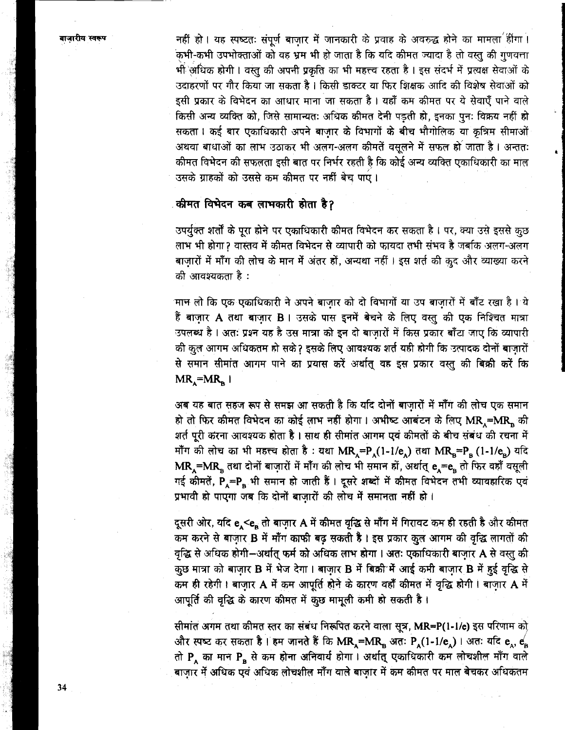नहीं हो। यह स्पष्टतः संपूर्ण बाज़ार में जानकारी के प्रवाह के अवरुद्ध होने का मामला होगा। कभी-कभी उपभोक्ताओं को यह भ्रम भी हो जाता है कि यदि कीमत ज्यादा है तो वस्तु की गुणवत्ता भी अधिक होगी। वस्तु की अपनी प्रकृति का भी महत्त्व रहता है। इस संदर्भ में प्रत्यक्ष सेवाओं के उदाहरणों पर गौर किया जा सकता है। किसी डाक्टर या फिर शिक्षक आदि की विशेष सेवाओं को इसी प्रकार के विभेदन का आधार माना जा सकता है। यहाँ कम कीमत पर ये सेवाएँ पाने वाले किसी अन्य व्यक्ति को, जिसे सामान्यतः अधिक कीमत देनी पड़ती हो, इनका पुनः विक्रय नहीं हो सकता। कई बार एकाधिकारी अपने बाज़ार के विभागों के बीच भौगोलिक या कृत्रिम सीमाओं अथवा बाधाओं का लाभ उठाकर भी अलग-अलग कीमतें वसूलने में सफल हो जाता है। अन्ततः कीमत विभेदन की सफलता इसी बात पर निर्भर रहती है कि कोई अन्य व्यक्ति एकाधिकारी का माल उसके ग्राहकों को उससे कम कीमत पर नहीं बेच पाए।

## कीमत विभेदन कब लाभकारी होता है?

उपर्युक्त शर्तों के पूरा होने पर एकाधिकारी कीमत विभेदन कर सकता है। पर, क्या उसे इससे कुछ लाभ भी होगा? वास्तव में कीमत विभेदन से व्यापारी को फायदा तभी संभव है जबकि अलग-अलग बाज़ारों में माँग की लोच के मान में अंतर हों, अन्यथा नहीं। इस शर्त की कुद और व्याख्या करने की आवश्यकता है :

मान लो कि एक एकाधिकारी ने अपने बाज़ार को दो विभागों या उप बाज़ारों में बाँट रखा है। ये हैं बाज़ार **A** तथा बाज़ार **B**। उसके पास इनमें बेचने के लिए वस्तु की एक निश्चित मात्रा उपलब्ध है। अतः प्रश्न यह है उस मात्रा को इन दो बाज़ारों में किस प्रकार बाँटा जाए कि व्यापारी की कुल आगम अधिकतम हो सके? इसके लिए आवश्यक शर्त यही होगी कि उत्पादक दोनों बाज़ारों से समान सीमांत आगम पाने का प्रयास करें अर्थात् वह इस प्रकार वस्तु की बिक्री करें कि $MR_A = MR_B$।

अब यह बात सहज रूप से समझ आ सकती है कि यदि दोनों बाज़ारों में माँग की लोच एक समान हो तो फिर कीमत विभेदन का कोई लाभ नहीं होगा। अभीष्ट आबंटन के लिए $MR_A = MR_B$ की शर्त पूरी करना आवश्यक होता है। साथ ही सीमांत आगम एवं कीमतों के बीच संबंध की रचना में माँग की लोच का भी महत्त्व होता है : यथा $MR_A = P_A(1-1/e_A)$ तथा $MR_B = P_B(1-1/e_B)$ यदि $MR_A = MR_B$ तथा दोनों बाज़ारों में माँग की लोच भी समान हों, अर्थात् $e_A = e_B$ तो फिर वहाँ वसूली गई कीमतें, $P_A = P_B$ भी समान हो जाती हैं। दूसरे शब्दों में कीमत विभेदन तभी व्यावहारिक एवं प्रभावी हो पाएगा जब कि दोनों बाज़ारों की लोच में समानता नहीं हो।

दूसरी ओर, यदि $e_A < e_B$ तो बाज़ार A में कीमत वृद्धि से माँग में गिरावट कम ही रहती है और कीमत कम करने से बाज़ार B में माँग काफी बढ़ सकती है। इस प्रकार कुल आगम की वृद्धि लागतों की वृद्धि से अधिक होगी–अर्थात् फर्म को अधिक लाभ होगा। अतः एकाधिकारी बाज़ार A से वस्तु की कुछ मात्रा को बाज़ार B में भेज देगा। बाज़ार B में बिक्री में आई कमी बाज़ार B में हुई वृद्धि से कम ही रहेगी। बाज़ार A में कम आपूर्ति होने के कारण वहाँ कीमत में वृद्धि होगी। बाज़ार A में आपूर्ति की वृद्धि के कारण कीमत में कुछ मामूली कमी हो सकती है।

सीमांत अगम तथा कीमत स्तर का संबंध निरूपित करने वाला सूत्र, $MR = P(1-1/e)$ इस परिणाम को और स्पष्ट कर सकता है। हम जानते हैं कि $MR_A = MR_B$ अतः $P_A(1-1/e_A)$। अतः यदि $e_A$, $e_B$ तो $P_A$ का मान $P_B$ से कम होना अनिवार्य होगा। अर्थात् एकाधिकारी कम लोचशील माँग वाले बाज़ार में अधिक एवं अधिक लोचशील माँग वाले बाज़ार में कम कीमत पर माल बेचकर अधिकतम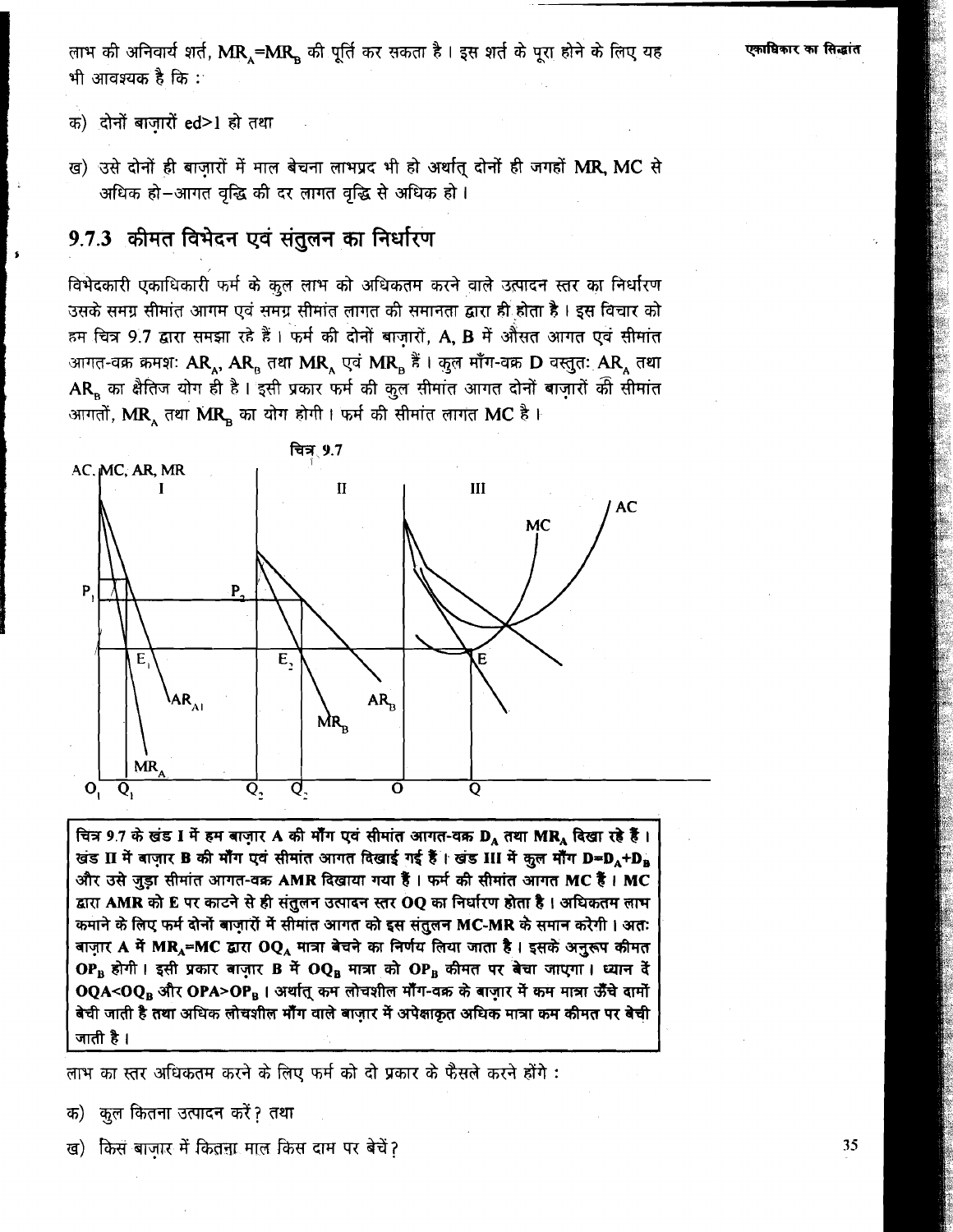लाभ की अनिवार्य शर्त, $MR_A = MR_B$ की पूर्ति कर सकता है। इस शर्त के पूरा होने के लिए यह भी आवश्यक है कि :

क) दोनों बाज़ारों ed>1 हो तथा

ख) उसे दोनों ही बाज़ारों में माल बेचना लाभप्रद भी हो अर्थात् दोनों ही जगहों MR, MC से अधिक हो–आगत वृद्धि की दर लागत वृद्धि से अधिक हो।

### 9.7.3 कीमत विभेदन एवं संतुलन का निर्धारण

विभेदकारी एकाधिकारी फर्म के कुल लाभ को अधिकतम करने वाले उत्पादन स्तर का निर्धारण उसके समग्र सीमांत आगम एवं समग्र सीमांत लागत की समानता द्वारा ही होता है। इस विचार को हम चित्र 9.7 द्वारा समझा रहे हैं। फर्म की दोनों बाज़ारों, A, B में औसत आगत एवं सीमांत आगत-वक्र क्रमशः $AR_A$, $AR_B$ तथा $MR_A$ एवं $MR_B$ हैं। कुल माँग-वक्र D वस्तुतः $AR_A$ तथा $AR_B$ का क्षैतिज योग ही है। इसी प्रकार फर्म की कुल सीमांत आगत दोनों बाज़ारों की सीमांत आगतों, $MR_A$ तथा $MR_B$ का योग होगी। फर्म की सीमांत लागत MC है।

चित्र 9.7

**चित्र 9.7 के खंड I में हम बाज़ार A की माँग एवं सीमांत आगत-वक्र $D_A$ तथा $MR_A$ दिखा रहे हैं। खंड II में बाज़ार B की माँग एवं सीमांत आगत दिखाई गई हैं। खंड III में कुल माँग $D=D_A+D_B$ और उसे जुड़ा सीमांत आगत-वक्र AMR दिखाया गया हैं। फर्म की सीमांत लागत MC हैं। MC द्वारा AMR को E पर काटने से ही संतुलन उत्पादन स्तर OQ का निर्धारण होता है। अधिकतम लाभ कमाने के लिए फर्म दोनों बाज़ारों में सीमांत आगत को इस संतुलन MC-MR के समान करेगी। अतः बाज़ार A में $MR_A$=MC द्वारा $OQ_A$ मात्रा बेचने का निर्णय लिया जाता है। इसके अनुरूप कीमत $OP_B$ होगी। इसी प्रकार बाज़ार B में $OQ_B$ मात्रा को $OP_B$ कीमत पर बेचा जाएगा। ध्यान दें $OQA<OQ_B$ और $OPA>OP_B$। अर्थात् कम लोचशील माँग-वक्र के बाज़ार में कम मात्रा ऊँचे दामों बेची जाती है तथा अधिक लोचशील माँग वाले बाज़ार में अपेक्षाकृत अधिक मात्रा कम कीमत पर बेची जाती है।**

लाभ का स्तर अधिकतम करने के लिए फर्म को दो प्रकार के फैसले करने होंगे :

क) कुल कितना उत्पादन करें? तथा

ख) किस बाज़ार में कितना माल किस दाम पर बेचें?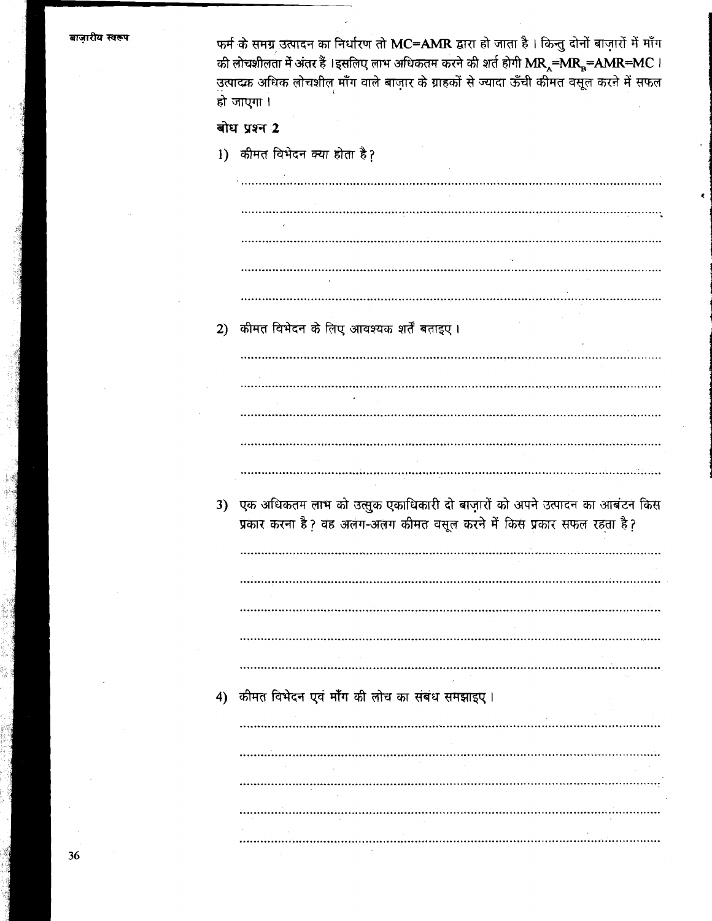फर्म के समग्र उत्पादन का निर्धारण तो MC=AMR द्वारा हो जाता है। किन्तु दोनों बाज़ारों में माँग की लोचशीलता में अंतर हैं। इसलिए लाभ अधिकतम करने की शर्त होगी $MR_A$=$MR_B$=AMR=MC। उत्पादक अधिक लोचशील माँग वाले बाज़ार के ग्राहकों से ज्यादा ऊँची कीमत वसूल करने में सफल हो जाएगा।

**बोध प्रश्न 2**

1) कीमत विभेदन क्या होता है?

..................................................................................................................

..................................................................................................................

..................................................................................................................

..................................................................................................................

..................................................................................................................

2) कीमत विभेदन के लिए आवश्यक शर्तें बताइए।

..................................................................................................................

..................................................................................................................

..................................................................................................................

..................................................................................................................

..................................................................................................................

3) एक अधिकतम लाभ को उत्सुक एकाधिकारी दो बाज़ारों को अपने उत्पादन का आबंटन किस प्रकार करना है? वह अलग-अलग कीमत वसूल करने में किस प्रकार सफल रहता है?

..................................................................................................................

..................................................................................................................

..................................................................................................................

..................................................................................................................

..................................................................................................................

4) कीमत विभेदन एवं माँग की लोच का संबंध समझाइए।

..................................................................................................................

..................................................................................................................

..................................................................................................................

..................................................................................................................

..................................................................................................................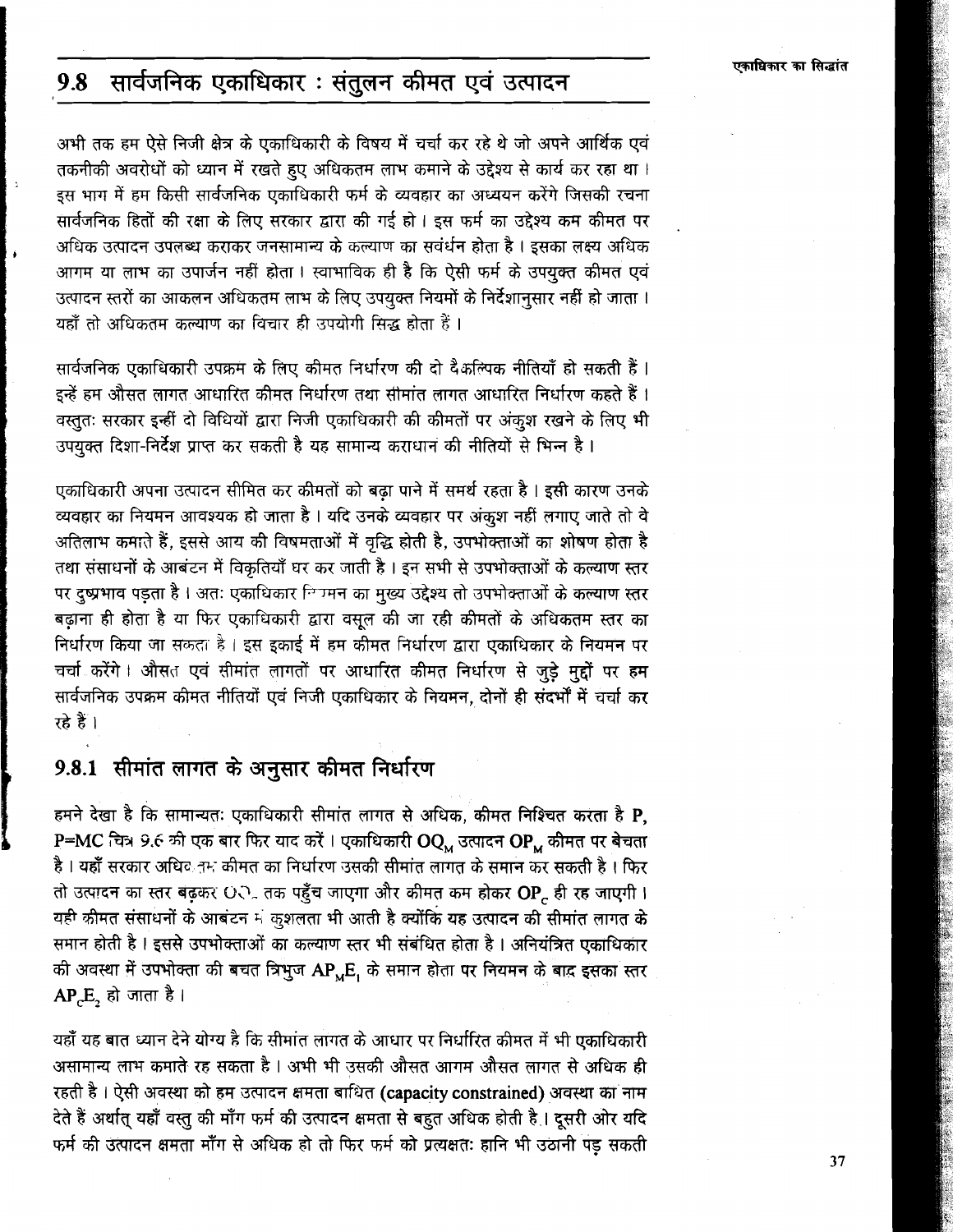## 9.8 सार्वजनिक एकाधिकार : संतुलन कीमत एवं उत्पादन

अभी तक हम ऐसे निजी क्षेत्र के एकाधिकारी के विषय में चर्चा कर रहे थे जो अपने आर्थिक एवं तकनीकी अवरोधों को ध्यान में रखते हुए अधिकतम लाभ कमाने के उद्देश्य से कार्य कर रहा था। इस भाग में हम किसी सार्वजनिक एकाधिकारी फर्म के व्यवहार का अध्ययन करेंगे जिसकी रचना सार्वजनिक हितों की रक्षा के लिए सरकार द्वारा की गई हो। इस फर्म का उद्देश्य कम कीमत पर अधिक उत्पादन उपलब्ध कराकर जनसामान्य के कल्याण का संवर्धन होता है। इसका लक्ष्य अधिक आगम या लाभ का उपार्जन नहीं होता। स्वाभाविक ही है कि ऐसी फर्म के उपयुक्त कीमत एवं उत्पादन स्तरों का आकलन अधिकतम लाभ के लिए उपयुक्त नियमों के निर्देशानुसार नहीं हो जाता। यहाँ तो अधिकतम कल्याण का विचार ही उपयोगी सिद्ध होता हैं।

सार्वजनिक एकाधिकारी उपक्रम के लिए कीमत निर्धारण की दो वैकल्पिक नीतियाँ हो सकती हैं। इन्हें हम औसत लागत आधारित कीमत निर्धारण तथा सीमांत लागत आधारित निर्धारण कहते हैं। वस्तुतः सरकार इन्हीं दो विधियों द्वारा निजी एकाधिकारी की कीमतों पर अंकुश रखने के लिए भी उपयुक्त दिशा-निर्देश प्राप्त कर सकती है यह सामान्य कराधान की नीतियों से भिन्न है।

एकाधिकारी अपना उत्पादन सीमित कर कीमतों को बढ़ा पाने में समर्थ रहता है। इसी कारण उनके व्यवहार का नियमन आवश्यक हो जाता है। यदि उनके व्यवहार पर अंकुश नहीं लगाए जाते तो वे अतिलाभ कमाते हैं, इससे आय की विषमताओं में वृद्धि होती है, उपभोक्ताओं का शोषण होता है तथा संसाधनों के आबंटन में विकृतियाँ घर कर जाती है। इन सभी से उपभोक्ताओं के कल्याण स्तर पर दुष्प्रभाव पड़ता है। अतः एकाधिकार नियमन का मुख्य उद्देश्य तो उपभोक्ताओं के कल्याण स्तर बढ़ाना ही होता है या फिर एकाधिकारी द्वारा वसूल की जा रही कीमतों के अधिकतम स्तर का निर्धारण किया जा सकता है। इस इकाई में हम कीमत निर्धारण द्वारा एकाधिकार के नियमन पर चर्चा करेंगे। औसत एवं सीमांत लागतों पर आधारित कीमत निर्धारण से जुड़े मुद्दों पर हम सार्वजनिक उपक्रम कीमत नीतियों एवं निजी एकाधिकार के नियमन, दोनों ही संदर्भों में चर्चा कर रहे हैं।

### 9.8.1 सीमांत लागत के अनुसार कीमत निर्धारण

हमने देखा है कि सामान्यतः एकाधिकारी सीमांत लागत से अधिक, कीमत निश्चित करता है P, P=MC चित्र 9.6 की एक बार फिर याद करें। एकाधिकारी $OQ_M$ उत्पादन $OP_M$ कीमत पर बेचता है। यहाँ सरकार अधिकतम कीमत का निर्धारण उसकी सीमांत लागत के समान कर सकती है। फिर तो उत्पादन का स्तर बढ़कर $OQ_C$ तक पहुँच जाएगा और कीमत कम होकर $OP_C$ ही रह जाएगी। यही कीमत संसाधनों के आबंटन में कुशलता भी आती है क्योंकि यह उत्पादन की सीमांत लागत के समान होती है। इससे उपभोक्ताओं का कल्याण स्तर भी संबंधित होता है। अनियंत्रित एकाधिकार की अवस्था में उपभोक्ता की बचत त्रिभुज $AP_ME_1$ के समान होता पर नियमन के बाद इसका स्तर $AP_CE_2$ हो जाता है।

यहाँ यह बात ध्यान देने योग्य है कि सीमांत लागत के आधार पर निर्धारित कीमत में भी एकाधिकारी असामान्य लाभ कमाते रह सकता है। अभी भी उसकी औसत आगम औसत लागत से अधिक ही रहती है। ऐसी अवस्था को हम उत्पादन क्षमता बाधित (capacity constrained) अवस्था का नाम देते हैं अर्थात् यहाँ वस्तु की माँग फर्म की उत्पादन क्षमता से बहुत अधिक होती है। दूसरी ओर यदि फर्म की उत्पादन क्षमता माँग से अधिक हो तो फिर फर्म को प्रत्यक्षतः हानि भी उठानी पड़ सकती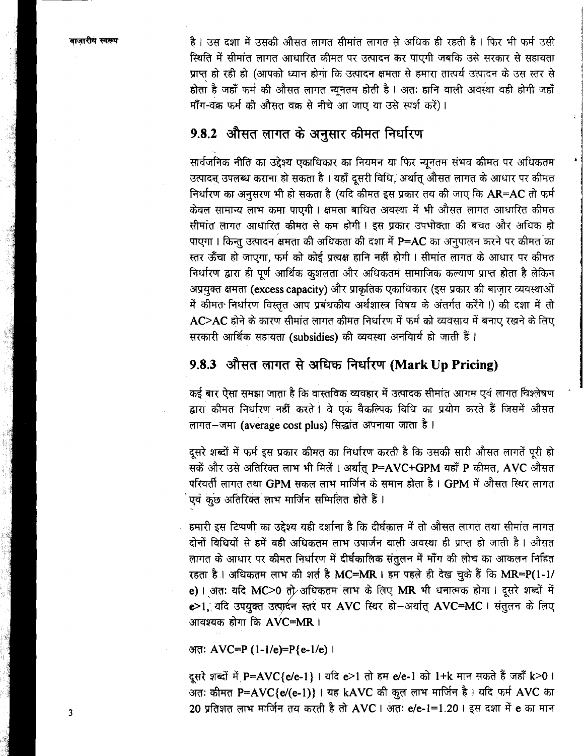है। उस दशा में उसकी औसत लागत सीमांत लागत से अधिक ही रहती है। फिर भी फर्म उसी स्थिति में सीमांत लागत आधारित कीमत पर उत्पादन कर पाएगी जबकि उसे सरकार से सहायता प्राप्त हो रही हो (आपको ध्यान होगा कि उत्पादन क्षमता से हमारा तात्पर्य उत्पादन के उस स्तर से होता है जहाँ फर्म की औसत लागत न्यूनतम होती है। अतः हानि वाली अवस्था वही होगी जहाँ माँग-वक्र फर्म की औसत वक्र से नीचे आ जाए या उसे स्पर्श करें)।

## 9.8.2 औसत लागत के अनुसार कीमत निर्धारण

सार्वजनिक नीति का उद्देश्य एकाधिकार का नियमन या फिर न्यूनतम संभव कीमत पर अधिकतम उत्पादन उपलब्ध कराना हो सकता है। यहाँ दूसरी विधि, अर्थात् औसत लागत के आधार पर कीमत निर्धारण का अनुसरण भी हो सकता है (यदि कीमत इस प्रकार तय की जाए कि AR=AC तो फर्म केवल सामान्य लाभ कमा पाएगी। क्षमता बाधित अवस्था में भी औसत लागत आधारित कीमत सीमांत लागत आधारित कीमत से कम होगी। इस प्रकार उपभोक्ता की बचत और अधिक हो पाएगा। किन्तु उत्पादन क्षमता की अधिकता की दशा में P=AC का अनुपालन करने पर कीमत का स्तर ऊँचा हो जाएगा, फर्म को कोई प्रत्यक्ष हानि नहीं होगी। सीमांत लागत के आधार पर कीमत निर्धारण द्वारा ही पूर्ण आर्थिक कुशलता और अधिकतम सामाजिक कल्याण प्राप्त होता है लेकिन अप्रयुक्त क्षमता **(excess capacity)** और प्राकृतिक एकाधिकार (इस प्रकार की बाज़ार व्यवस्थाओं में कीमत निर्धारण विस्तृत आप प्रबंधकीय अर्थशास्त्र विषय के अंतर्गत करेंगे।) की दशा में तो AC>AC होने के कारण सीमांत लागत कीमत निर्धारण में फर्म को व्यवसाय में बनाए रखने के लिए सरकारी आर्थिक सहायता **(subsidies)** की व्यवस्था अनिवार्य हो जाती हैं।

## 9.8.3 औसत लागत से अधिक निर्धारण (Mark Up Pricing)

कई बार ऐसा समझा जाता है कि वास्तविक व्यवहार में उत्पादक सीमांत आगम एवं लागत विश्लेषण द्वारा कीमत निर्धारण नहीं करते। वे एक वैकल्पिक विधि का प्रयोग करते हैं जिसमें औसत लागत–जमा **(average cost plus)** सिद्धांत अपनाया जाता है।

दूसरे शब्दों में फर्म इस प्रकार कीमत का निर्धारण करती है कि उसकी सारी औसत लागतें पूरी हो सकें और उसे अतिरिक्त लाभ भी मिलें। अर्थात् P=AVC+GPM यहाँ P कीमत, AVC औसत परिवर्ती लागत तथा GPM सकल लाभ मार्जिन के समान होता है। GPM में औसत स्थिर लागत एवं कुछ अतिरिक्त लाभ मार्जिन सम्मिलित होते हैं।

हमारी इस टिप्पणी का उद्देश्य यही दर्शाना है कि दीर्घकाल में तो औसत लागत तथा सीमांत लागत दोनों विधियों से हमें वही अधिकतम लाभ उपार्जन वाली अवस्था ही प्राप्त हो जाती है। औसत लागत के आधार पर कीमत निर्धारण में दीर्घकालिक संतुलन में माँग की लोच का आकलन निहित रहता है। अधिकतम लाभ की शर्त है MC=MR। हम पहले ही देख चुके हैं कि MR=P(1-1/e)। अतः यदि MC>0 तो अधिकतम लाभ के लिए MR भी धनात्मक होगा। दूसरे शब्दों में e>1, यदि उपयुक्त उत्पादन स्तर पर AVC स्थिर हो–अर्थात् AVC=MC। संतुलन के लिए आवश्यक होगा कि AVC=MR।

अतः AVC=P (1-1/e)=P{e-1/e}।

दूसरे शब्दों में P=AVC{e/e-1}। यदि e>1 तो हम e/e-1 को 1+k मान सकते हैं जहाँ k>0। अतः कीमत P=AVC{e/(e-1)}। यह kAVC की कुल लाभ मार्जिन है। यदि फर्म AVC का 20 प्रतिशत लाभ मार्जिन तय करती है तो AVC। अतः e/e-1=1.20। इस दशा में e का मान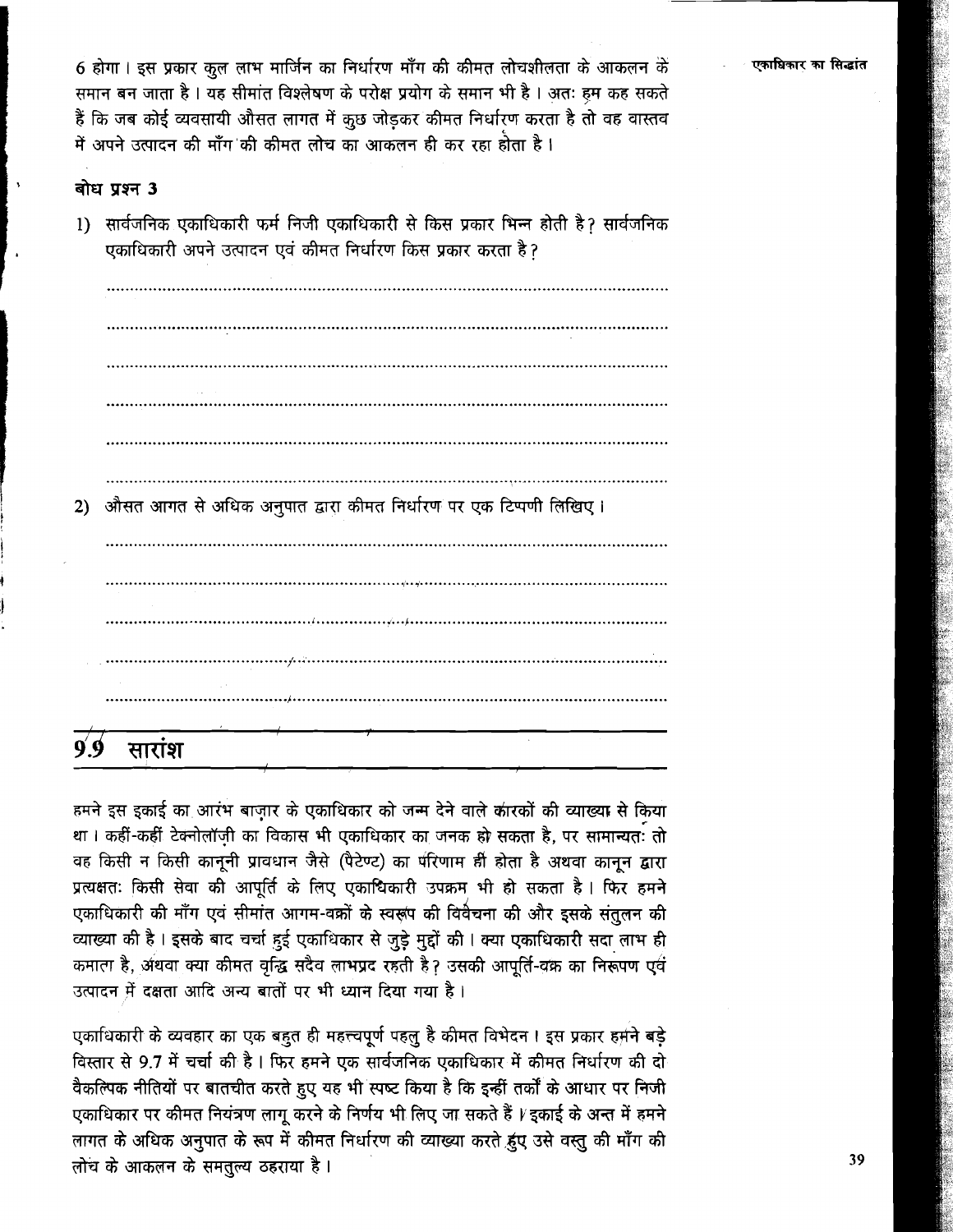6 होगा। इस प्रकार कुल लाभ मार्जिन का निर्धारण माँग की कीमत लोचशीलता के आकलन के समान बन जाता है। यह सीमांत विश्लेषण के परोक्ष प्रयोग के समान भी है। अतः हम कह सकते हैं कि जब कोई व्यवसायी औसत लागत में कुछ जोड़कर कीमत निर्धारण करता है तो वह वास्तव में अपने उत्पादन की माँग की कीमत लोच का आकलन ही कर रहा होता है।

**बोध प्रश्न 3**

1) सार्वजनिक एकाधिकारी फर्म निजी एकाधिकारी से किस प्रकार भिन्न होती है? सार्वजनिक एकाधिकारी अपने उत्पादन एवं कीमत निर्धारण किस प्रकार करता है?

.......................................................................................................

.......................................................................................................

.......................................................................................................

.......................................................................................................

.......................................................................................................

.......................................................................................................

2) औसत आगत से अधिक अनुपात द्वारा कीमत निर्धारण पर एक टिप्पणी लिखिए।

.......................................................................................................

.......................................................................................................

.......................................................................................................

.......................................................................................................

.......................................................................................................

## 9.9 सारांश

हमने इस इकाई का आरंभ बाज़ार के एकाधिकार को जन्म देने वाले कारकों की व्याख्या से किया था। कहीं-कहीं टेक्नोलॉज़ी का विकास भी एकाधिकार का जनक हो सकता है, पर सामान्यतः तो वह किसी न किसी कानूनी प्रावधान जैसे (पैटेण्ट) का परिणाम ही होता है अथवा कानून द्वारा प्रत्यक्षतः किसी सेवा की आपूर्ति के लिए एकाधिकारी उपक्रम भी हो सकता है। फिर हमने एकाधिकारी की माँग एवं सीमांत आगम-वक्रों के स्वरूप की विवेचना की और इसके संतुलन की व्याख्या की है। इसके बाद चर्चा हुई एकाधिकार से जुड़े मुद्दों की। क्या एकाधिकारी सदा लाभ ही कमाता है, अथवा क्या कीमत वृद्धि सदैव लाभप्रद रहती है? उसकी आपूर्ति-वक्र का निरूपण एवं उत्पादन में दक्षता आदि अन्य बातों पर भी ध्यान दिया गया है।

एकाधिकारी के व्यवहार का एक बहुत ही महत्त्वपूर्ण पहलु है कीमत विभेदन। इस प्रकार हमने बड़े विस्तार से 9.7 में चर्चा की है। फिर हमने एक सार्वजनिक एकाधिकार में कीमत निर्धारण की दो वैकल्पिक नीतियों पर बातचीत करते हुए यह भी स्पष्ट किया है कि इन्हीं तर्कों के आधार पर निजी एकाधिकार पर कीमत नियंत्रण लागू करने के निर्णय भी लिए जा सकते हैं। इकाई के अन्त में हमने लागत के अधिक अनुपात के रूप में कीमत निर्धारण की व्याख्या करते हुए उसे वस्तु की माँग की लोच के आकलन के समतुल्य ठहराया है।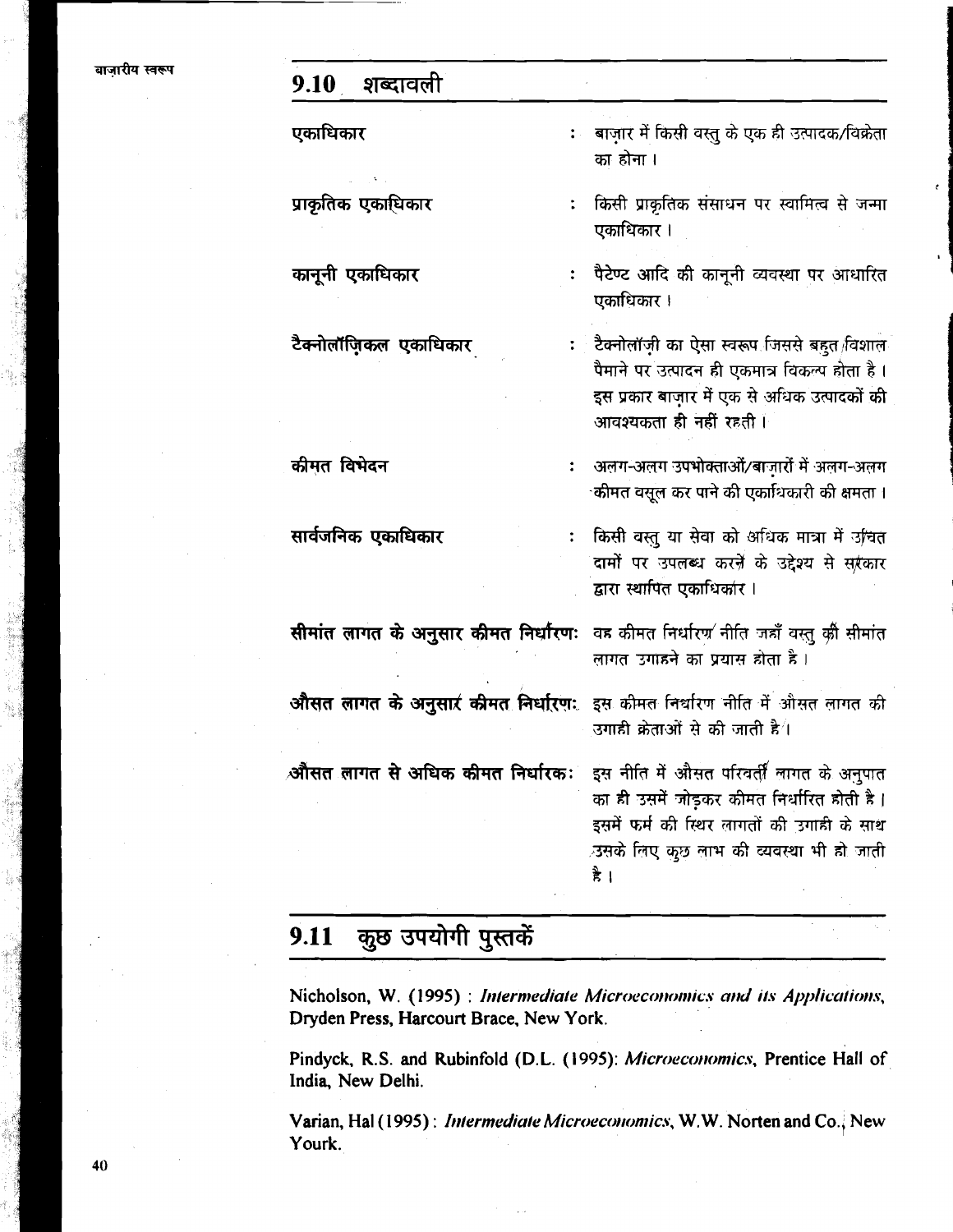## 9.10 शब्दावली

**एकाधिकार** : बाज़ार में किसी वस्तु के एक ही उत्पादक/विक्रेता का होना।

**प्राकृतिक एकाधिकार** : किसी प्राकृतिक संसाधन पर स्वामित्व से जन्मा एकाधिकार।

**कानूनी एकाधिकार** : पैटेण्ट आदि की कानूनी व्यवस्था पर आधारित एकाधिकार।

**टैक्नोलॉज़िकल एकाधिकार** : टैक्नोलॉज़ी का ऐसा स्वरूप जिससे बहुत विशाल पैमाने पर उत्पादन ही एकमात्र विकल्प होता है। इस प्रकार बाज़ार में एक से अधिक उत्पादकों की आवश्यकता ही नहीं रहती।

**कीमत विभेदन** : अलग-अलग उपभोक्ताओं/बाज़ारों में अलग-अलग कीमत वसूल कर पाने की एकाधिकारी की क्षमता।

**सार्वजनिक एकाधिकार** : किसी वस्तु या सेवा को अधिक मात्रा में उचित दामों पर उपलब्ध करने के उद्देश्य से सरकार द्वारा स्थापित एकाधिकार।

**सीमांत लागत के अनुसार कीमत निर्धारण**: वह कीमत निर्धारण नीति जहाँ वस्तु की सीमांत लागत उगाहने का प्रयास होता है।

**औसत लागत के अनुसार कीमत निर्धारण**: इस कीमत निर्धारण नीति में औसत लागत की उगाही क्रेताओं से की जाती है।

**औसत लागत से अधिक कीमत निर्धारक**: इस नीति में औसत परिवर्ती लागत के अनुपात का ही उसमें जोड़कर कीमत निर्धारित होती है। इसमें फर्म की स्थिर लागतों की उगाही के साथ उसके लिए कुछ लाभ की व्यवस्था भी हो जाती है।

## 9.11 कुछ उपयोगी पुस्तकें

Nicholson, W. (1995) : *Intermediate Microeconomics and its Applications*, Dryden Press, Harcourt Brace, New York.

Pindyck, R.S. and Rubinfold (D.L. (1995): *Microeconomics*, Prentice Hall of India, New Delhi.

Varian, Hal (1995) : *Intermediate Microeconomics*, W.W. Norten and Co., New Yourk.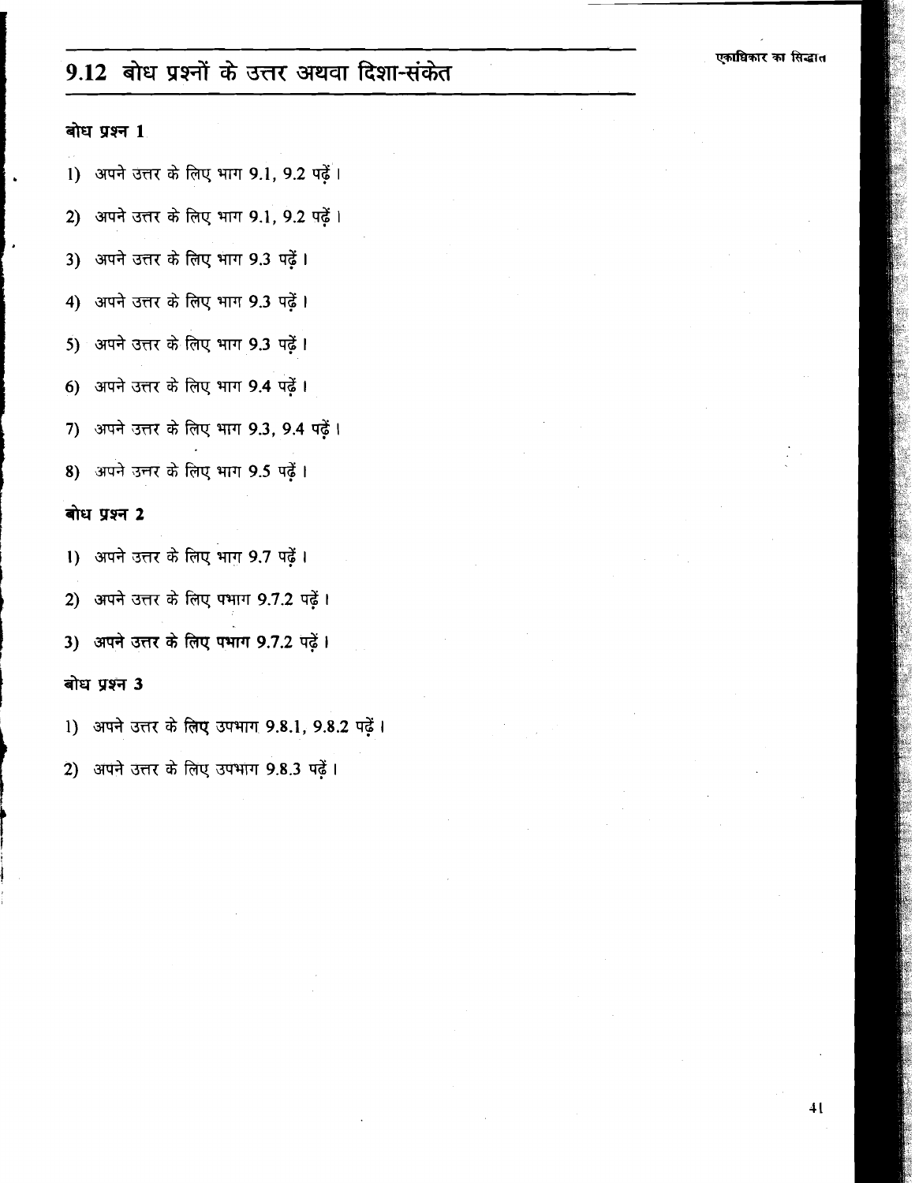## 9.12 बोध प्रश्नों के उत्तर अथवा दिशा-संकेत

### बोध प्रश्न 1

1) अपने उत्तर के लिए भाग 9.1, 9.2 पढ़ें।

2) अपने उत्तर के लिए भाग 9.1, 9.2 पढ़ें।

3) अपने उत्तर के लिए भाग 9.3 पढ़ें।

4) अपने उत्तर के लिए भाग 9.3 पढ़ें।

5) अपने उत्तर के लिए भाग 9.3 पढ़ें।

6) अपने उत्तर के लिए भाग 9.4 पढ़ें।

7) अपने उत्तर के लिए भाग 9.3, 9.4 पढ़ें।

8) अपने उत्तर के लिए भाग 9.5 पढ़ें।

### बोध प्रश्न 2

1) अपने उत्तर के लिए भाग 9.7 पढ़ें।

2) अपने उत्तर के लिए पभाग 9.7.2 पढ़ें।

3) अपने उत्तर के लिए पभाग 9.7.2 पढ़ें।

### बोध प्रश्न 3

1) अपने उत्तर के लिए उपभाग 9.8.1, 9.8.2 पढ़ें।

2) अपने उत्तर के लिए उपभाग 9.8.3 पढ़ें।